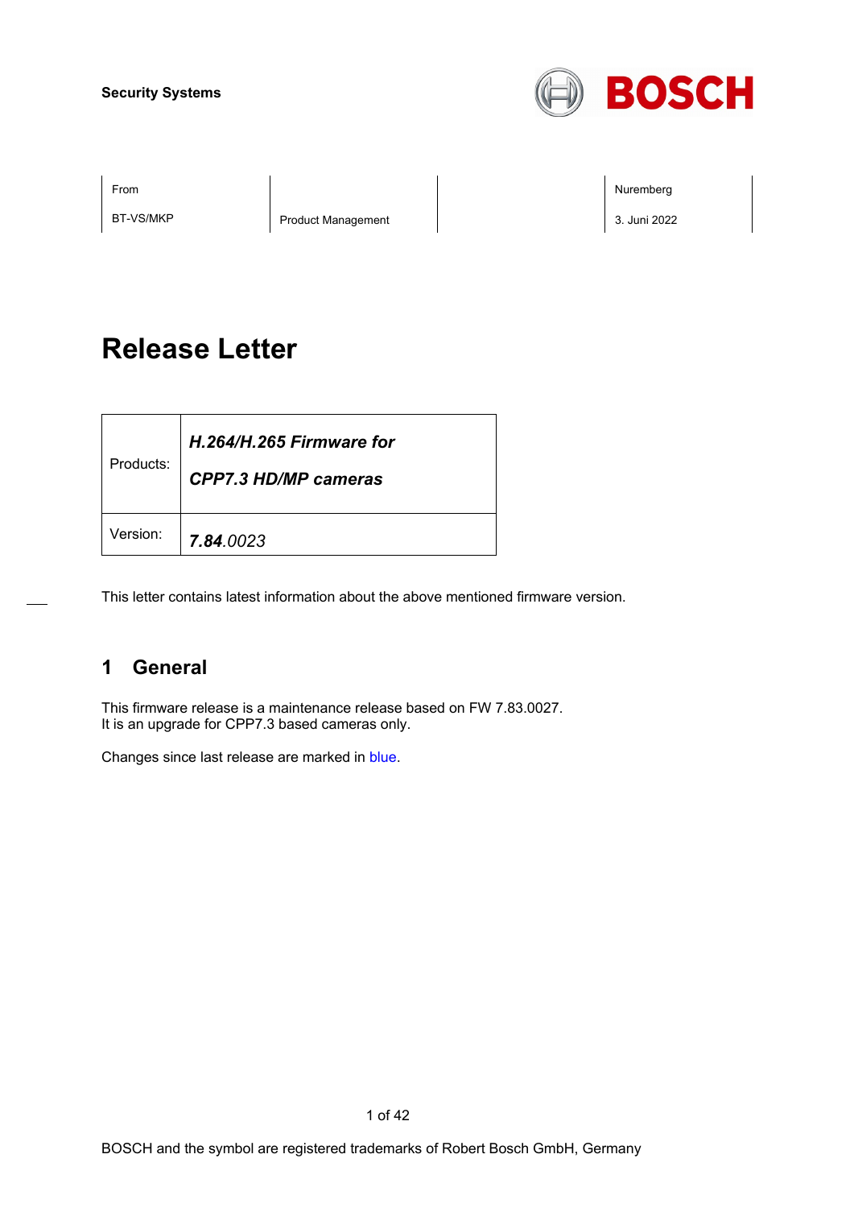**Security Systems**

| From | | | Nuremberg |
| --- | --- | --- | --- |
| BT-VS/MKP | Product Management | | 3. Juni 2022 |

# Release Letter

| Products: | ***H.264/H.265 Firmware for CPP7.3 HD/MP cameras*** |
| --- | --- |
| Version: | ***7.84****.0023* |

This letter contains latest information about the above mentioned firmware version.

## 1 General

This firmware release is a maintenance release based on FW 7.83.0027.
It is an upgrade for CPP7.3 based cameras only.

Changes since last release are marked in blue.

BOSCH and the symbol are registered trademarks of Robert Bosch GmbH, Germany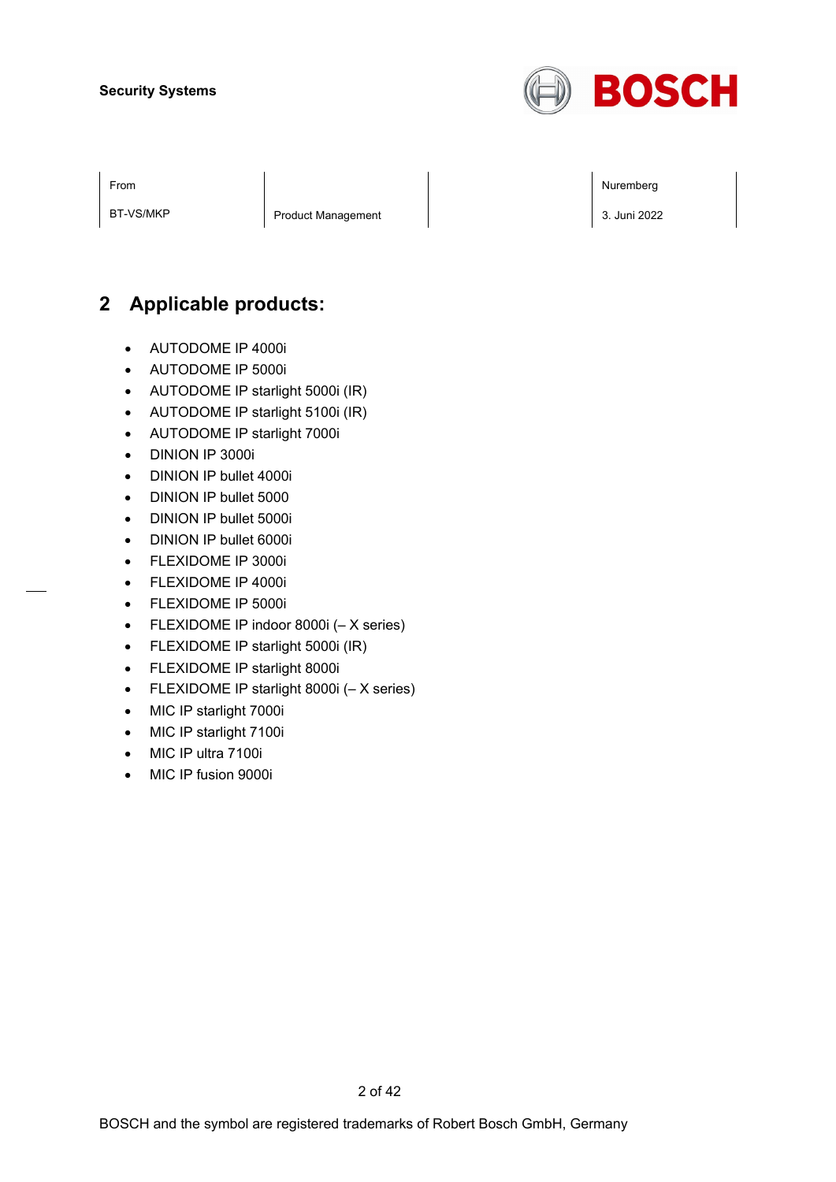## 2 Applicable products:

- AUTODOME IP 4000i
- AUTODOME IP 5000i
- AUTODOME IP starlight 5000i (IR)
- AUTODOME IP starlight 5100i (IR)
- AUTODOME IP starlight 7000i
- DINION IP 3000i
- DINION IP bullet 4000i
- DINION IP bullet 5000
- DINION IP bullet 5000i
- DINION IP bullet 6000i
- FLEXIDOME IP 3000i
- FLEXIDOME IP 4000i
- FLEXIDOME IP 5000i
- FLEXIDOME IP indoor 8000i (– X series)
- FLEXIDOME IP starlight 5000i (IR)
- FLEXIDOME IP starlight 8000i
- FLEXIDOME IP starlight 8000i (– X series)
- MIC IP starlight 7000i
- MIC IP starlight 7100i
- MIC IP ultra 7100i
- MIC IP fusion 9000i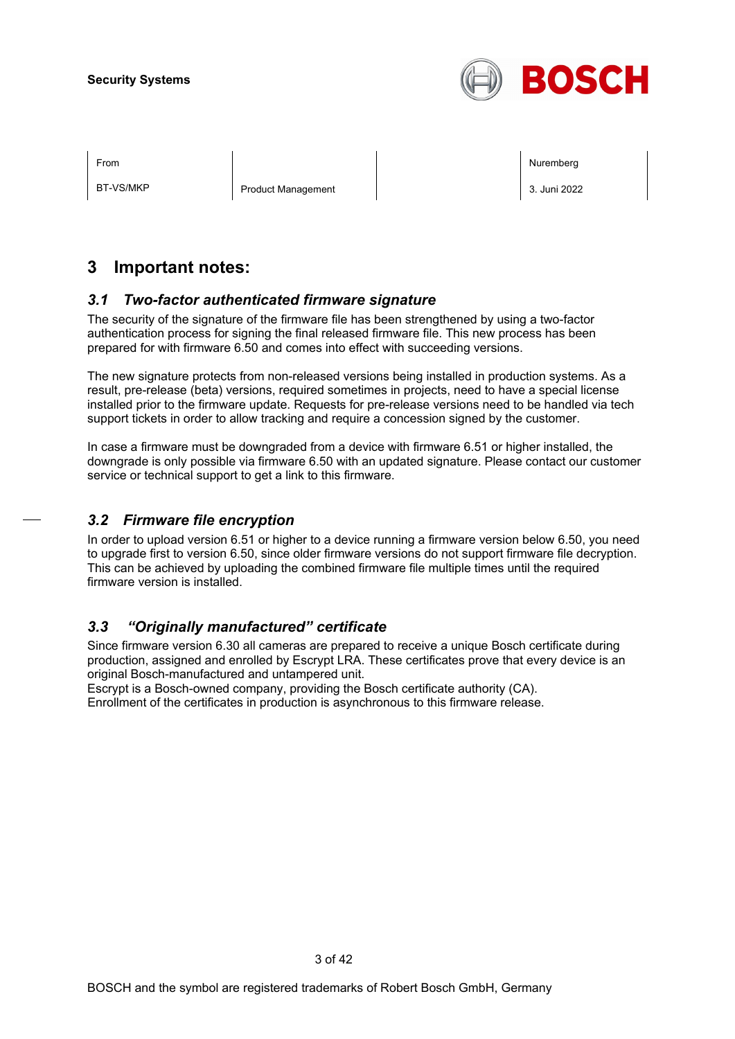# 3 Important notes:

## *3.1 Two-factor authenticated firmware signature*

The security of the signature of the firmware file has been strengthened by using a two-factor authentication process for signing the final released firmware file. This new process has been prepared for with firmware 6.50 and comes into effect with succeeding versions.

The new signature protects from non-released versions being installed in production systems. As a result, pre-release (beta) versions, required sometimes in projects, need to have a special license installed prior to the firmware update. Requests for pre-release versions need to be handled via tech support tickets in order to allow tracking and require a concession signed by the customer.

In case a firmware must be downgraded from a device with firmware 6.51 or higher installed, the downgrade is only possible via firmware 6.50 with an updated signature. Please contact our customer service or technical support to get a link to this firmware.

## *3.2 Firmware file encryption*

In order to upload version 6.51 or higher to a device running a firmware version below 6.50, you need to upgrade first to version 6.50, since older firmware versions do not support firmware file decryption. This can be achieved by uploading the combined firmware file multiple times until the required firmware version is installed.

## *3.3 “Originally manufactured” certificate*

Since firmware version 6.30 all cameras are prepared to receive a unique Bosch certificate during production, assigned and enrolled by Escrypt LRA. These certificates prove that every device is an original Bosch-manufactured and untampered unit.
Escrypt is a Bosch-owned company, providing the Bosch certificate authority (CA).
Enrollment of the certificates in production is asynchronous to this firmware release.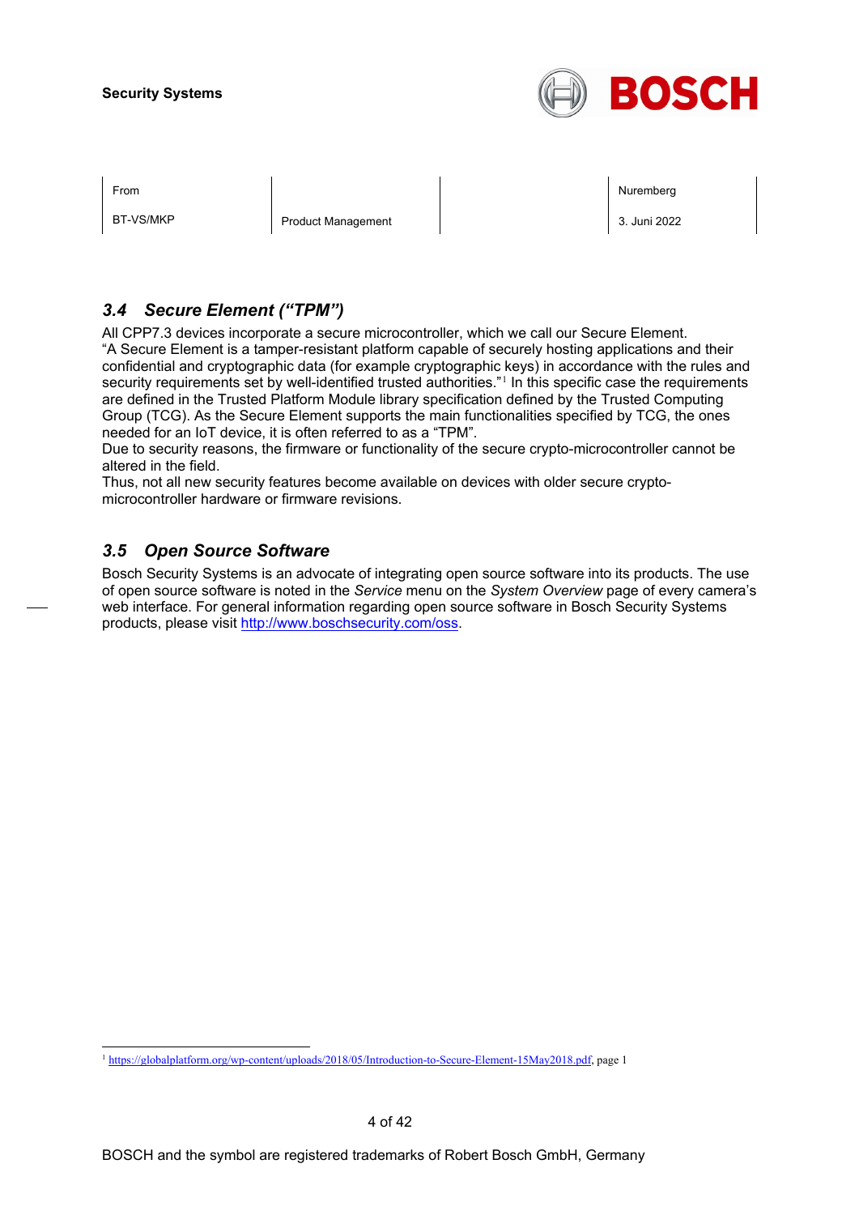### *3.4 Secure Element (“TPM”)*

All CPP7.3 devices incorporate a secure microcontroller, which we call our Secure Element.
“A Secure Element is a tamper-resistant platform capable of securely hosting applications and their confidential and cryptographic data (for example cryptographic keys) in accordance with the rules and security requirements set by well-identified trusted authorities.”[1] In this specific case the requirements are defined in the Trusted Platform Module library specification defined by the Trusted Computing Group (TCG). As the Secure Element supports the main functionalities specified by TCG, the ones needed for an IoT device, it is often referred to as a “TPM”.
Due to security reasons, the firmware or functionality of the secure crypto-microcontroller cannot be altered in the field.
Thus, not all new security features become available on devices with older secure crypto-microcontroller hardware or firmware revisions.

### *3.5 Open Source Software*

Bosch Security Systems is an advocate of integrating open source software into its products. The use of open source software is noted in the *Service* menu on the *System Overview* page of every camera’s web interface. For general information regarding open source software in Bosch Security Systems products, please visit http://www.boschsecurity.com/oss.

[1] https://globalplatform.org/wp-content/uploads/2018/05/Introduction-to-Secure-Element-15May2018.pdf, page 1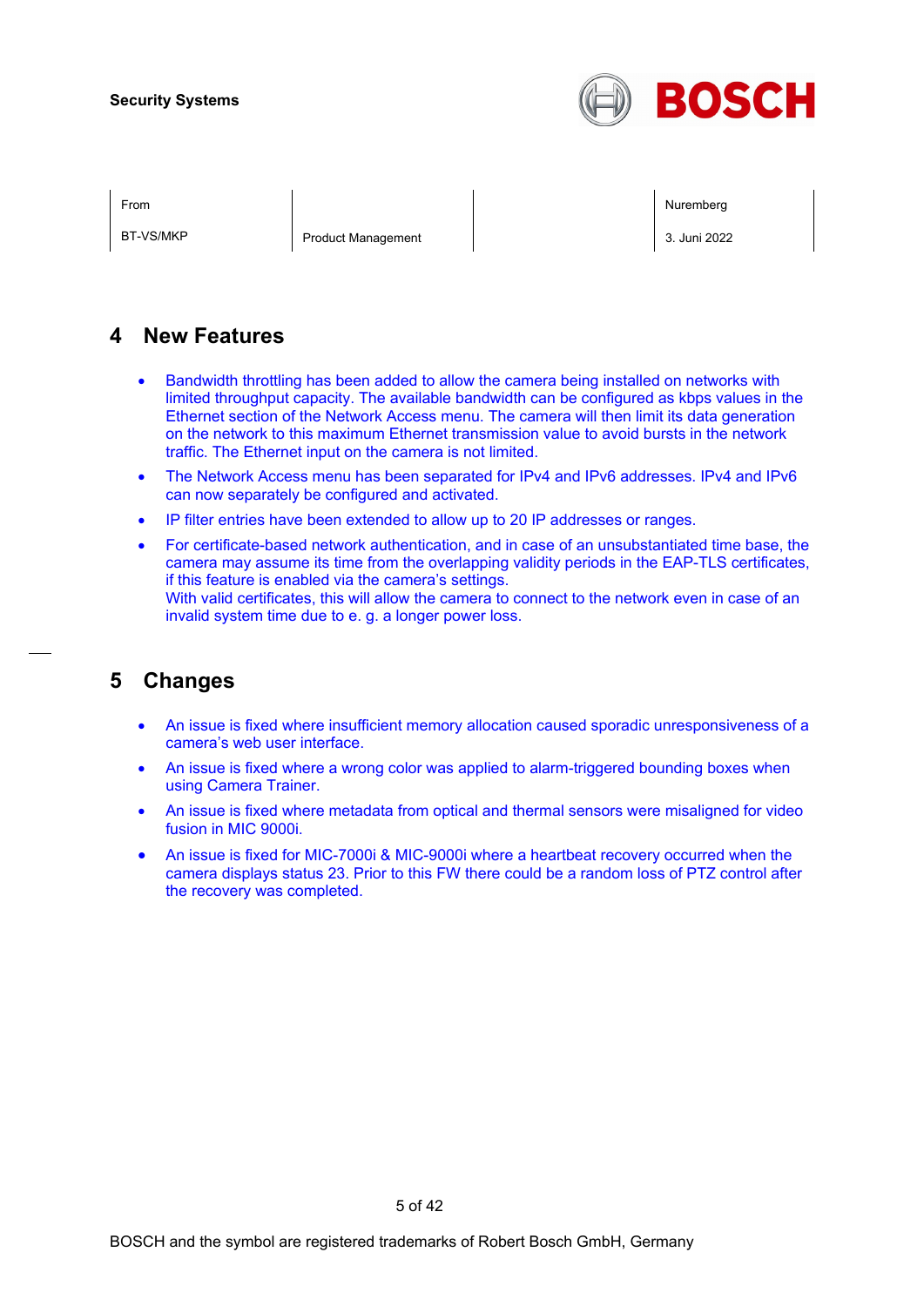## 4 New Features

- Bandwidth throttling has been added to allow the camera being installed on networks with limited throughput capacity. The available bandwidth can be configured as kbps values in the Ethernet section of the Network Access menu. The camera will then limit its data generation on the network to this maximum Ethernet transmission value to avoid bursts in the network traffic. The Ethernet input on the camera is not limited.
- The Network Access menu has been separated for IPv4 and IPv6 addresses. IPv4 and IPv6 can now separately be configured and activated.
- IP filter entries have been extended to allow up to 20 IP addresses or ranges.
- For certificate-based network authentication, and in case of an unsubstantiated time base, the camera may assume its time from the overlapping validity periods in the EAP-TLS certificates, if this feature is enabled via the camera's settings.
  With valid certificates, this will allow the camera to connect to the network even in case of an invalid system time due to e. g. a longer power loss.

## 5 Changes

- An issue is fixed where insufficient memory allocation caused sporadic unresponsiveness of a camera's web user interface.
- An issue is fixed where a wrong color was applied to alarm-triggered bounding boxes when using Camera Trainer.
- An issue is fixed where metadata from optical and thermal sensors were misaligned for video fusion in MIC 9000i.
- An issue is fixed for MIC-7000i & MIC-9000i where a heartbeat recovery occurred when the camera displays status 23. Prior to this FW there could be a random loss of PTZ control after the recovery was completed.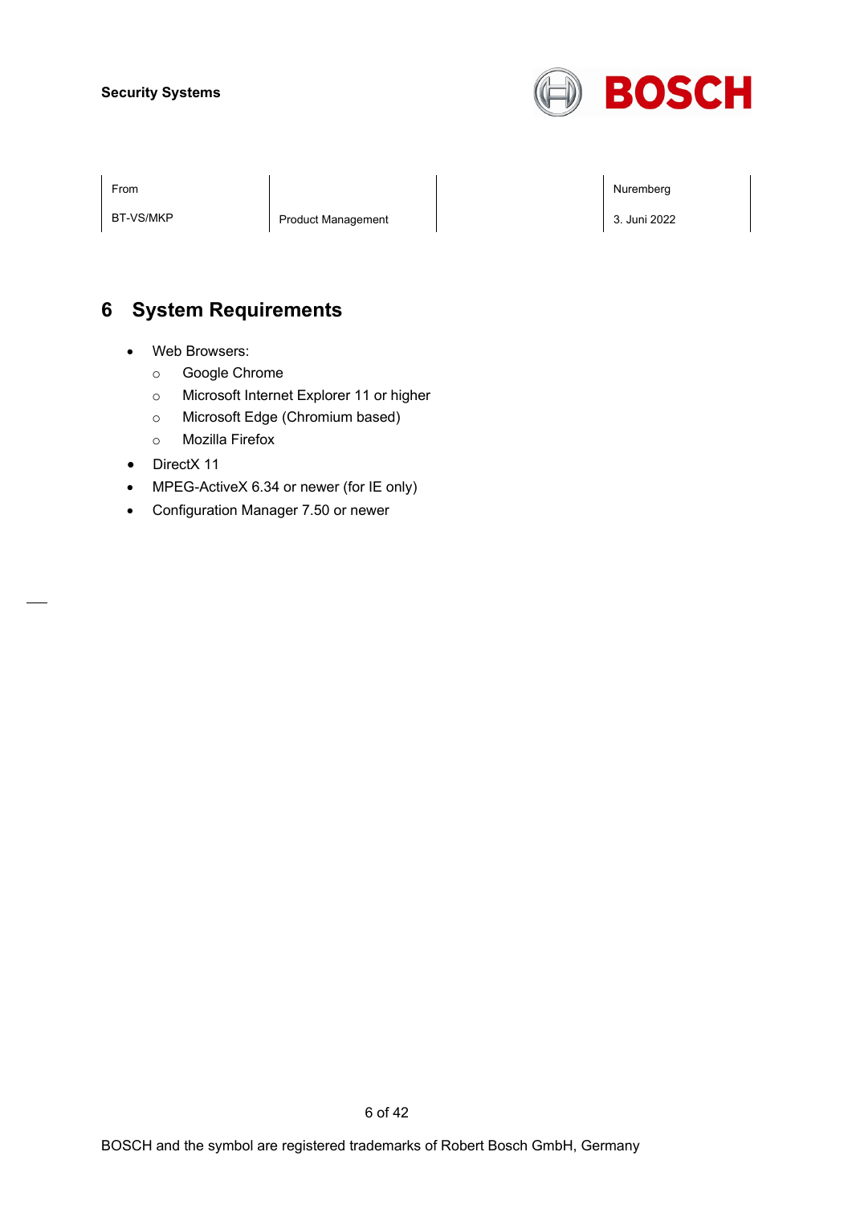# 6 System Requirements

- Web Browsers:
  - Google Chrome
  - Microsoft Internet Explorer 11 or higher
  - Microsoft Edge (Chromium based)
  - Mozilla Firefox
- DirectX 11
- MPEG-ActiveX 6.34 or newer (for IE only)
- Configuration Manager 7.50 or newer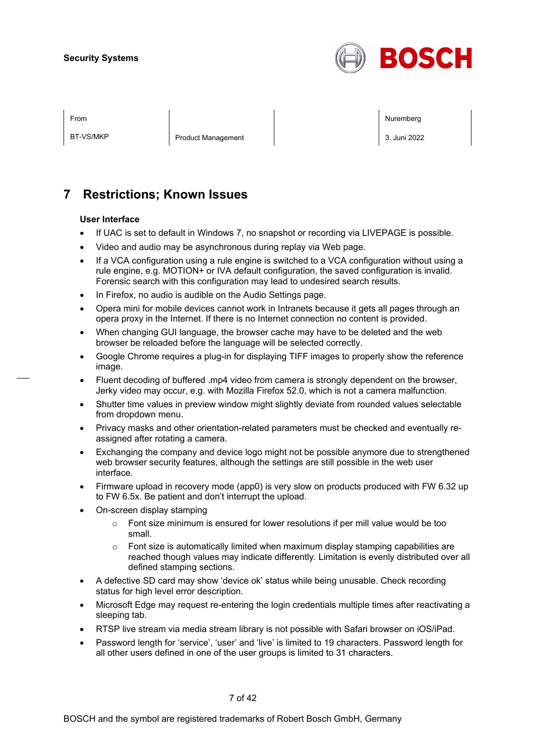# 7 Restrictions; Known Issues

**User Interface**

- If UAC is set to default in Windows 7, no snapshot or recording via LIVEPAGE is possible.
- Video and audio may be asynchronous during replay via Web page.
- If a VCA configuration using a rule engine is switched to a VCA configuration without using a rule engine, e.g. MOTION+ or IVA default configuration, the saved configuration is invalid. Forensic search with this configuration may lead to undesired search results.
- In Firefox, no audio is audible on the Audio Settings page.
- Opera mini for mobile devices cannot work in Intranets because it gets all pages through an opera proxy in the Internet. If there is no Internet connection no content is provided.
- When changing GUI language, the browser cache may have to be deleted and the web browser be reloaded before the language will be selected correctly.
- Google Chrome requires a plug-in for displaying TIFF images to properly show the reference image.
- Fluent decoding of buffered .mp4 video from camera is strongly dependent on the browser, Jerky video may occur, e.g. with Mozilla Firefox 52.0, which is not a camera malfunction.
- Shutter time values in preview window might slightly deviate from rounded values selectable from dropdown menu.
- Privacy masks and other orientation-related parameters must be checked and eventually re-assigned after rotating a camera.
- Exchanging the company and device logo might not be possible anymore due to strengthened web browser security features, although the settings are still possible in the web user interface.
- Firmware upload in recovery mode (app0) is very slow on products produced with FW 6.32 up to FW 6.5x. Be patient and don't interrupt the upload.
- On-screen display stamping
    - Font size minimum is ensured for lower resolutions if per mill value would be too small.
    - Font size is automatically limited when maximum display stamping capabilities are reached though values may indicate differently. Limitation is evenly distributed over all defined stamping sections.
- A defective SD card may show 'device ok' status while being unusable. Check recording status for high level error description.
- Microsoft Edge may request re-entering the login credentials multiple times after reactivating a sleeping tab.
- RTSP live stream via media stream library is not possible with Safari browser on iOS/iPad.
- Password length for 'service', 'user' and 'live' is limited to 19 characters. Password length for all other users defined in one of the user groups is limited to 31 characters.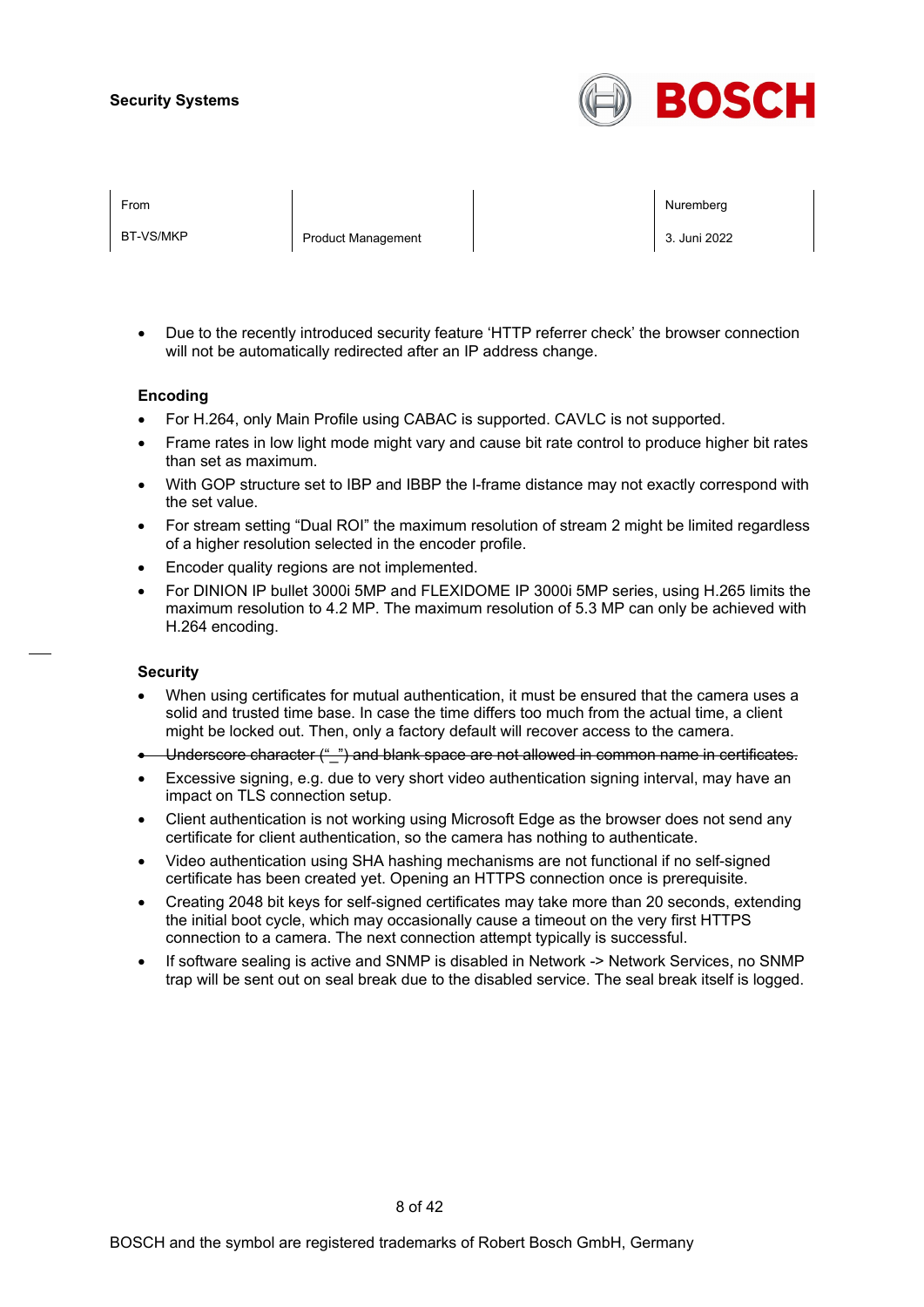- Due to the recently introduced security feature 'HTTP referrer check' the browser connection will not be automatically redirected after an IP address change.

**Encoding**

- For H.264, only Main Profile using CABAC is supported. CAVLC is not supported.
- Frame rates in low light mode might vary and cause bit rate control to produce higher bit rates than set as maximum.
- With GOP structure set to IBP and IBBP the I-frame distance may not exactly correspond with the set value.
- For stream setting "Dual ROI" the maximum resolution of stream 2 might be limited regardless of a higher resolution selected in the encoder profile.
- Encoder quality regions are not implemented.
- For DINION IP bullet 3000i 5MP and FLEXIDOME IP 3000i 5MP series, using H.265 limits the maximum resolution to 4.2 MP. The maximum resolution of 5.3 MP can only be achieved with H.264 encoding.

**Security**

- When using certificates for mutual authentication, it must be ensured that the camera uses a solid and trusted time base. In case the time differs too much from the actual time, a client might be locked out. Then, only a factory default will recover access to the camera.
- ~~Underscore character ("_") and blank space are not allowed in common name in certificates.~~
- Excessive signing, e.g. due to very short video authentication signing interval, may have an impact on TLS connection setup.
- Client authentication is not working using Microsoft Edge as the browser does not send any certificate for client authentication, so the camera has nothing to authenticate.
- Video authentication using SHA hashing mechanisms are not functional if no self-signed certificate has been created yet. Opening an HTTPS connection once is prerequisite.
- Creating 2048 bit keys for self-signed certificates may take more than 20 seconds, extending the initial boot cycle, which may occasionally cause a timeout on the very first HTTPS connection to a camera. The next connection attempt typically is successful.
- If software sealing is active and SNMP is disabled in Network -> Network Services, no SNMP trap will be sent out on seal break due to the disabled service. The seal break itself is logged.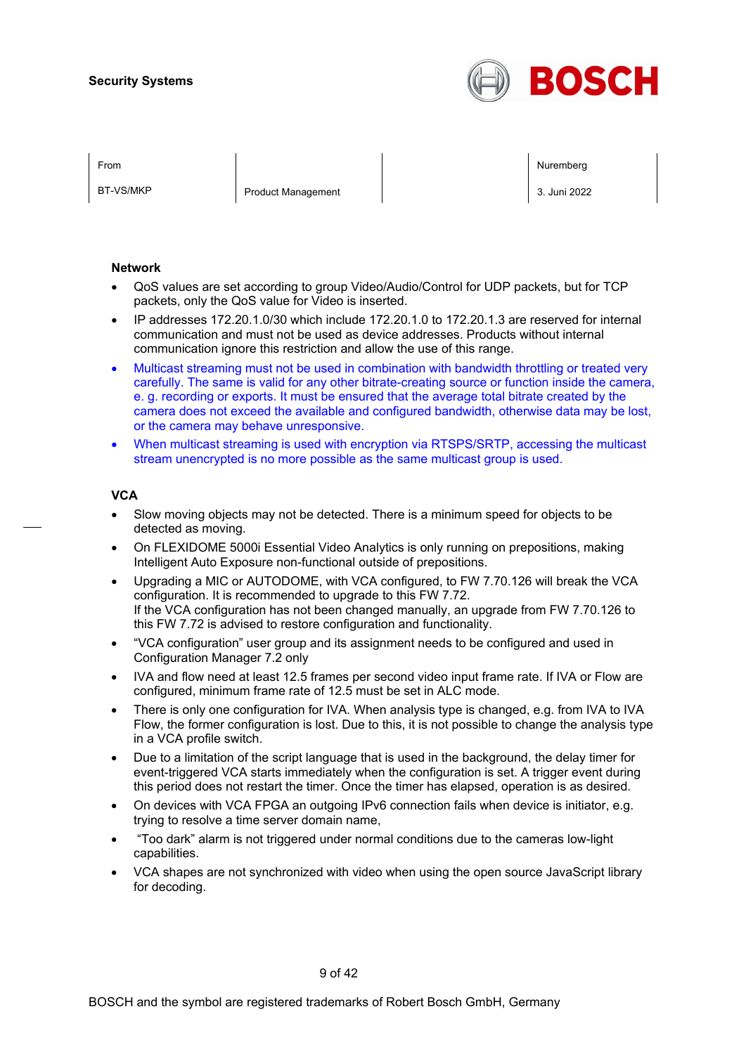## Network

- QoS values are set according to group Video/Audio/Control for UDP packets, but for TCP packets, only the QoS value for Video is inserted.
- IP addresses 172.20.1.0/30 which include 172.20.1.0 to 172.20.1.3 are reserved for internal communication and must not be used as device addresses. Products without internal communication ignore this restriction and allow the use of this range.
- Multicast streaming must not be used in combination with bandwidth throttling or treated very carefully. The same is valid for any other bitrate-creating source or function inside the camera, e. g. recording or exports. It must be ensured that the average total bitrate created by the camera does not exceed the available and configured bandwidth, otherwise data may be lost, or the camera may behave unresponsive.
- When multicast streaming is used with encryption via RTSPS/SRTP, accessing the multicast stream unencrypted is no more possible as the same multicast group is used.

## VCA

- Slow moving objects may not be detected. There is a minimum speed for objects to be detected as moving.
- On FLEXIDOME 5000i Essential Video Analytics is only running on prepositions, making Intelligent Auto Exposure non-functional outside of prepositions.
- Upgrading a MIC or AUTODOME, with VCA configured, to FW 7.70.126 will break the VCA configuration. It is recommended to upgrade to this FW 7.72.
  If the VCA configuration has not been changed manually, an upgrade from FW 7.70.126 to this FW 7.72 is advised to restore configuration and functionality.
- “VCA configuration” user group and its assignment needs to be configured and used in Configuration Manager 7.2 only
- IVA and flow need at least 12.5 frames per second video input frame rate. If IVA or Flow are configured, minimum frame rate of 12.5 must be set in ALC mode.
- There is only one configuration for IVA. When analysis type is changed, e.g. from IVA to IVA Flow, the former configuration is lost. Due to this, it is not possible to change the analysis type in a VCA profile switch.
- Due to a limitation of the script language that is used in the background, the delay timer for event-triggered VCA starts immediately when the configuration is set. A trigger event during this period does not restart the timer. Once the timer has elapsed, operation is as desired.
- On devices with VCA FPGA an outgoing IPv6 connection fails when device is initiator, e.g. trying to resolve a time server domain name,
- “Too dark” alarm is not triggered under normal conditions due to the cameras low-light capabilities.
- VCA shapes are not synchronized with video when using the open source JavaScript library for decoding.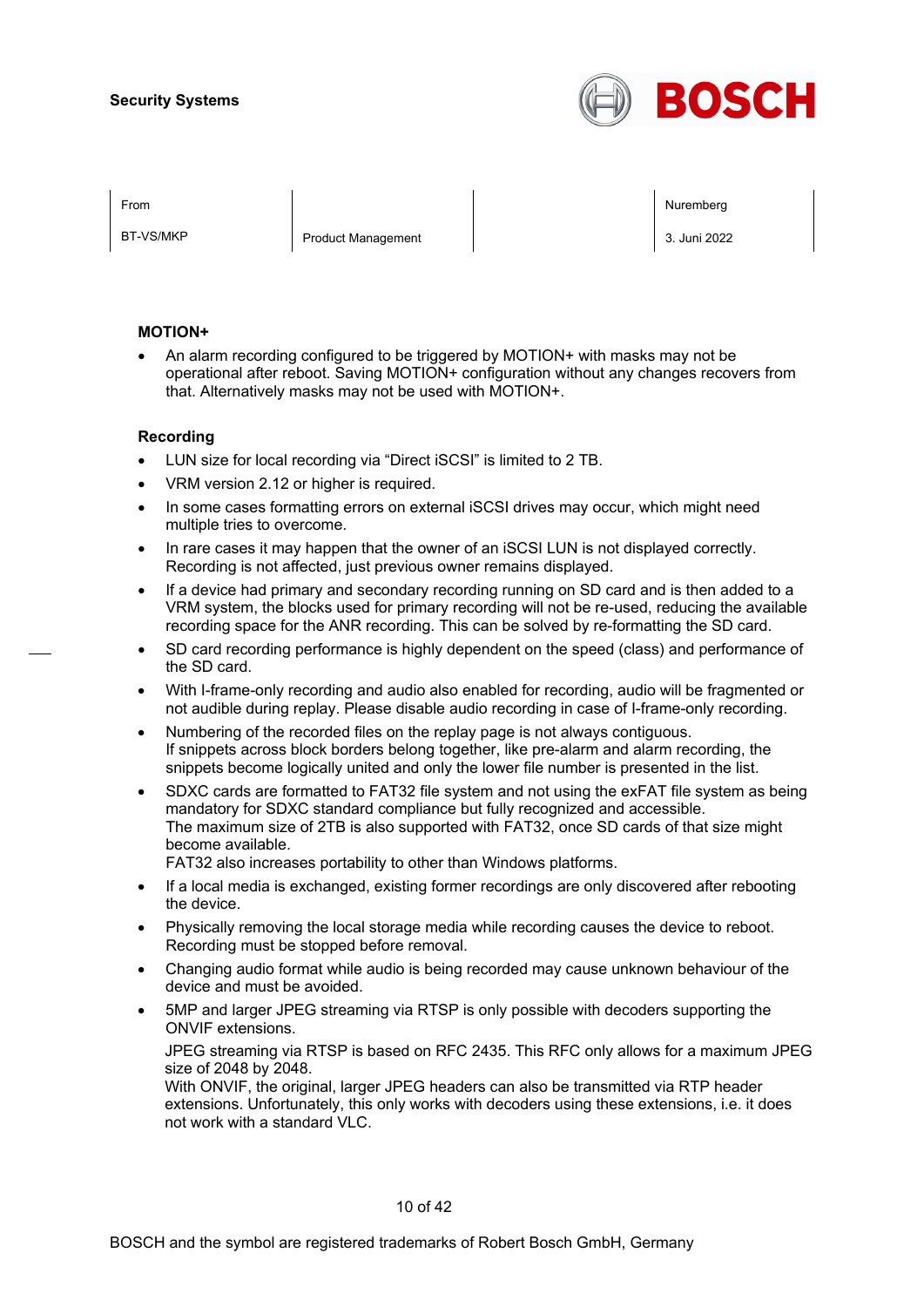### MOTION+

- An alarm recording configured to be triggered by MOTION+ with masks may not be operational after reboot. Saving MOTION+ configuration without any changes recovers from that. Alternatively masks may not be used with MOTION+.

### Recording

- LUN size for local recording via "Direct iSCSI" is limited to 2 TB.
- VRM version 2.12 or higher is required.
- In some cases formatting errors on external iSCSI drives may occur, which might need multiple tries to overcome.
- In rare cases it may happen that the owner of an iSCSI LUN is not displayed correctly. Recording is not affected, just previous owner remains displayed.
- If a device had primary and secondary recording running on SD card and is then added to a VRM system, the blocks used for primary recording will not be re-used, reducing the available recording space for the ANR recording. This can be solved by re-formatting the SD card.
- SD card recording performance is highly dependent on the speed (class) and performance of the SD card.
- With I-frame-only recording and audio also enabled for recording, audio will be fragmented or not audible during replay. Please disable audio recording in case of I-frame-only recording.
- Numbering of the recorded files on the replay page is not always contiguous.  
  If snippets across block borders belong together, like pre-alarm and alarm recording, the snippets become logically united and only the lower file number is presented in the list.
- SDXC cards are formatted to FAT32 file system and not using the exFAT file system as being mandatory for SDXC standard compliance but fully recognized and accessible.  
  The maximum size of 2TB is also supported with FAT32, once SD cards of that size might become available.  
  FAT32 also increases portability to other than Windows platforms.
- If a local media is exchanged, existing former recordings are only discovered after rebooting the device.
- Physically removing the local storage media while recording causes the device to reboot. Recording must be stopped before removal.
- Changing audio format while audio is being recorded may cause unknown behaviour of the device and must be avoided.
- 5MP and larger JPEG streaming via RTSP is only possible with decoders supporting the ONVIF extensions.  
  JPEG streaming via RTSP is based on RFC 2435. This RFC only allows for a maximum JPEG size of 2048 by 2048.  
  With ONVIF, the original, larger JPEG headers can also be transmitted via RTP header extensions. Unfortunately, this only works with decoders using these extensions, i.e. it does not work with a standard VLC.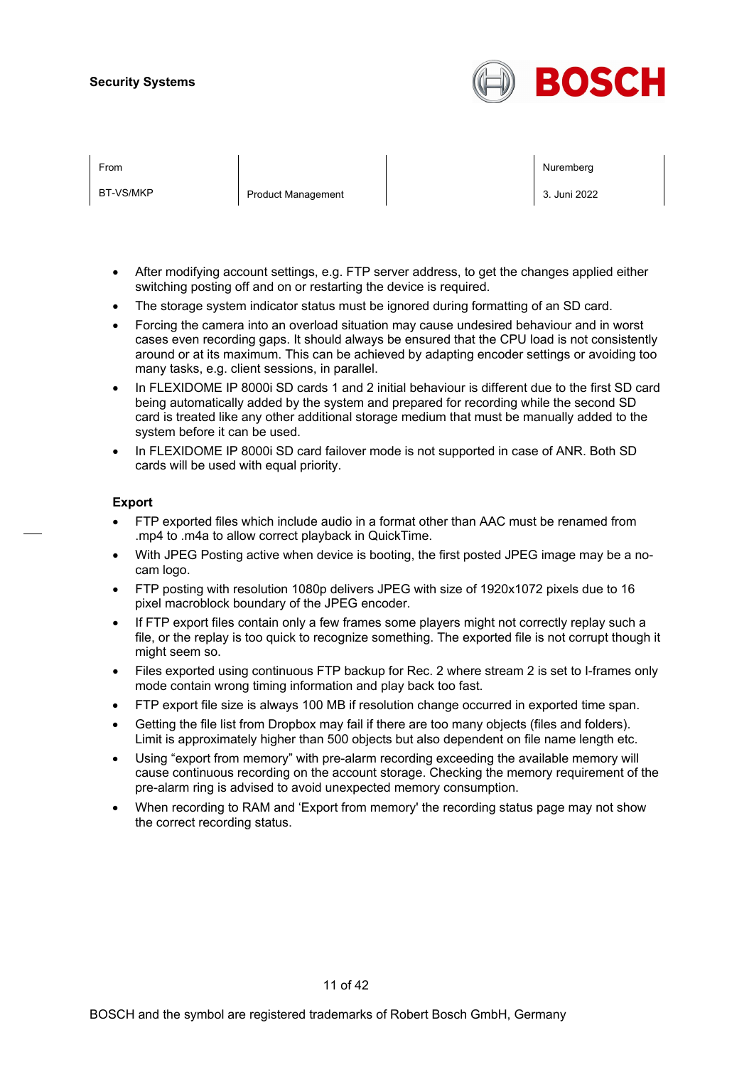- After modifying account settings, e.g. FTP server address, to get the changes applied either switching posting off and on or restarting the device is required.
- The storage system indicator status must be ignored during formatting of an SD card.
- Forcing the camera into an overload situation may cause undesired behaviour and in worst cases even recording gaps. It should always be ensured that the CPU load is not consistently around or at its maximum. This can be achieved by adapting encoder settings or avoiding too many tasks, e.g. client sessions, in parallel.
- In FLEXIDOME IP 8000i SD cards 1 and 2 initial behaviour is different due to the first SD card being automatically added by the system and prepared for recording while the second SD card is treated like any other additional storage medium that must be manually added to the system before it can be used.
- In FLEXIDOME IP 8000i SD card failover mode is not supported in case of ANR. Both SD cards will be used with equal priority.

**Export**

- FTP exported files which include audio in a format other than AAC must be renamed from .mp4 to .m4a to allow correct playback in QuickTime.
- With JPEG Posting active when device is booting, the first posted JPEG image may be a no-cam logo.
- FTP posting with resolution 1080p delivers JPEG with size of 1920x1072 pixels due to 16 pixel macroblock boundary of the JPEG encoder.
- If FTP export files contain only a few frames some players might not correctly replay such a file, or the replay is too quick to recognize something. The exported file is not corrupt though it might seem so.
- Files exported using continuous FTP backup for Rec. 2 where stream 2 is set to I-frames only mode contain wrong timing information and play back too fast.
- FTP export file size is always 100 MB if resolution change occurred in exported time span.
- Getting the file list from Dropbox may fail if there are too many objects (files and folders). Limit is approximately higher than 500 objects but also dependent on file name length etc.
- Using "export from memory" with pre-alarm recording exceeding the available memory will cause continuous recording on the account storage. Checking the memory requirement of the pre-alarm ring is advised to avoid unexpected memory consumption.
- When recording to RAM and 'Export from memory' the recording status page may not show the correct recording status.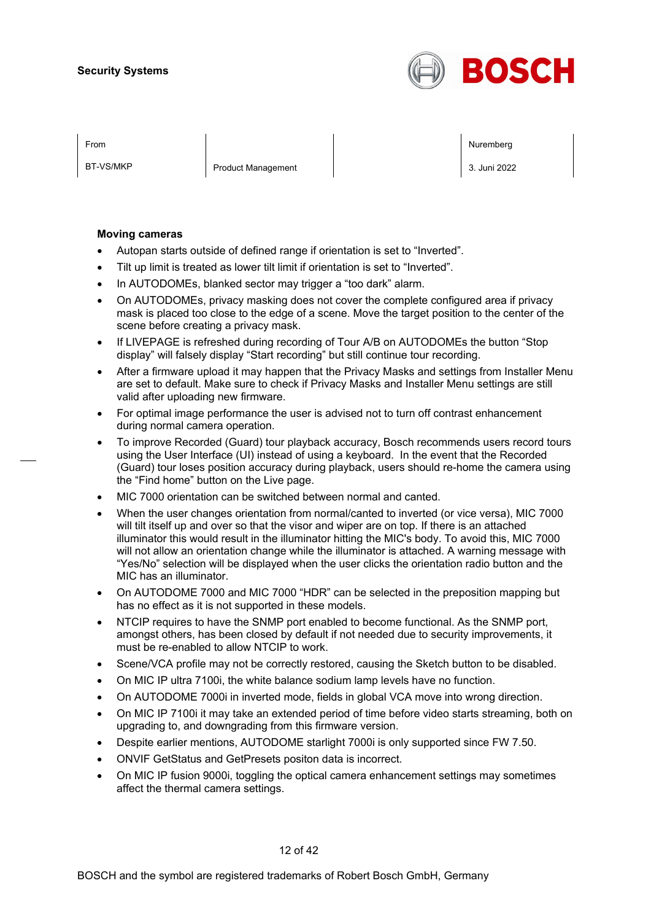**Moving cameras**

- Autopan starts outside of defined range if orientation is set to “Inverted”.
- Tilt up limit is treated as lower tilt limit if orientation is set to “Inverted”.
- In AUTODOMEs, blanked sector may trigger a “too dark” alarm.
- On AUTODOMEs, privacy masking does not cover the complete configured area if privacy mask is placed too close to the edge of a scene. Move the target position to the center of the scene before creating a privacy mask.
- If LIVEPAGE is refreshed during recording of Tour A/B on AUTODOMEs the button “Stop display” will falsely display “Start recording” but still continue tour recording.
- After a firmware upload it may happen that the Privacy Masks and settings from Installer Menu are set to default. Make sure to check if Privacy Masks and Installer Menu settings are still valid after uploading new firmware.
- For optimal image performance the user is advised not to turn off contrast enhancement during normal camera operation.
- To improve Recorded (Guard) tour playback accuracy, Bosch recommends users record tours using the User Interface (UI) instead of using a keyboard. In the event that the Recorded (Guard) tour loses position accuracy during playback, users should re-home the camera using the “Find home” button on the Live page.
- MIC 7000 orientation can be switched between normal and canted.
- When the user changes orientation from normal/canted to inverted (or vice versa), MIC 7000 will tilt itself up and over so that the visor and wiper are on top. If there is an attached illuminator this would result in the illuminator hitting the MIC's body. To avoid this, MIC 7000 will not allow an orientation change while the illuminator is attached. A warning message with “Yes/No” selection will be displayed when the user clicks the orientation radio button and the MIC has an illuminator.
- On AUTODOME 7000 and MIC 7000 “HDR” can be selected in the preposition mapping but has no effect as it is not supported in these models.
- NTCIP requires to have the SNMP port enabled to become functional. As the SNMP port, amongst others, has been closed by default if not needed due to security improvements, it must be re-enabled to allow NTCIP to work.
- Scene/VCA profile may not be correctly restored, causing the Sketch button to be disabled.
- On MIC IP ultra 7100i, the white balance sodium lamp levels have no function.
- On AUTODOME 7000i in inverted mode, fields in global VCA move into wrong direction.
- On MIC IP 7100i it may take an extended period of time before video starts streaming, both on upgrading to, and downgrading from this firmware version.
- Despite earlier mentions, AUTODOME starlight 7000i is only supported since FW 7.50.
- ONVIF GetStatus and GetPresets positon data is incorrect.
- On MIC IP fusion 9000i, toggling the optical camera enhancement settings may sometimes affect the thermal camera settings.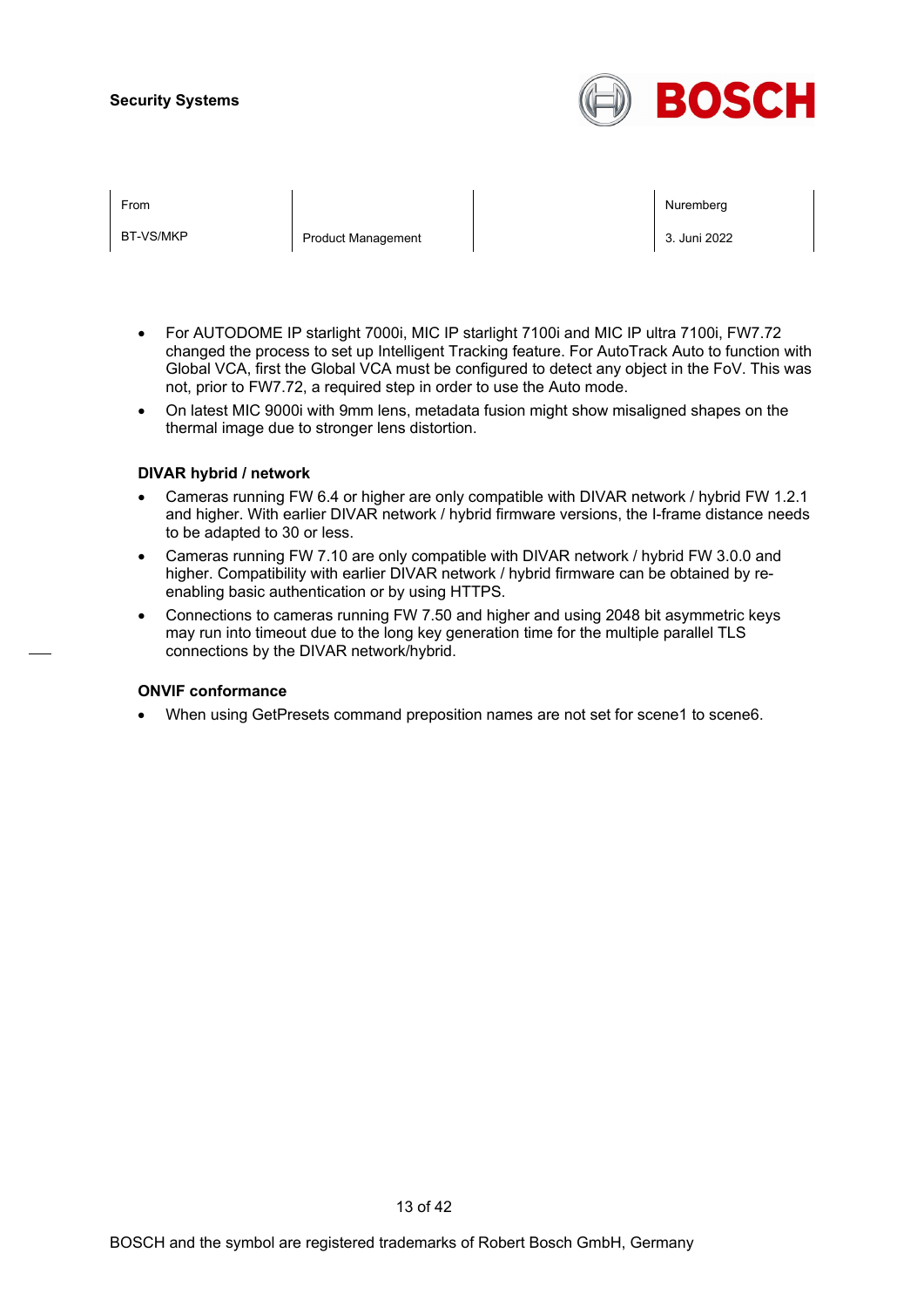- For AUTODOME IP starlight 7000i, MIC IP starlight 7100i and MIC IP ultra 7100i, FW7.72 changed the process to set up Intelligent Tracking feature. For AutoTrack Auto to function with Global VCA, first the Global VCA must be configured to detect any object in the FoV. This was not, prior to FW7.72, a required step in order to use the Auto mode.
- On latest MIC 9000i with 9mm lens, metadata fusion might show misaligned shapes on the thermal image due to stronger lens distortion.

**DIVAR hybrid / network**

- Cameras running FW 6.4 or higher are only compatible with DIVAR network / hybrid FW 1.2.1 and higher. With earlier DIVAR network / hybrid firmware versions, the I-frame distance needs to be adapted to 30 or less.
- Cameras running FW 7.10 are only compatible with DIVAR network / hybrid FW 3.0.0 and higher. Compatibility with earlier DIVAR network / hybrid firmware can be obtained by re-enabling basic authentication or by using HTTPS.
- Connections to cameras running FW 7.50 and higher and using 2048 bit asymmetric keys may run into timeout due to the long key generation time for the multiple parallel TLS connections by the DIVAR network/hybrid.

**ONVIF conformance**

- When using GetPresets command preposition names are not set for scene1 to scene6.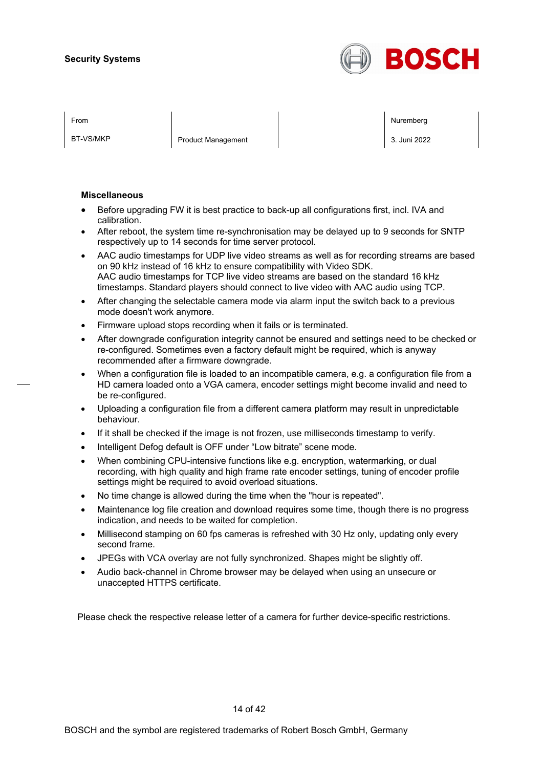## Miscellaneous

- Before upgrading FW it is best practice to back-up all configurations first, incl. IVA and calibration.
- After reboot, the system time re-synchronisation may be delayed up to 9 seconds for SNTP respectively up to 14 seconds for time server protocol.
- AAC audio timestamps for UDP live video streams as well as for recording streams are based on 90 kHz instead of 16 kHz to ensure compatibility with Video SDK.
  AAC audio timestamps for TCP live video streams are based on the standard 16 kHz timestamps. Standard players should connect to live video with AAC audio using TCP.
- After changing the selectable camera mode via alarm input the switch back to a previous mode doesn't work anymore.
- Firmware upload stops recording when it fails or is terminated.
- After downgrade configuration integrity cannot be ensured and settings need to be checked or re-configured. Sometimes even a factory default might be required, which is anyway recommended after a firmware downgrade.
- When a configuration file is loaded to an incompatible camera, e.g. a configuration file from a HD camera loaded onto a VGA camera, encoder settings might become invalid and need to be re-configured.
- Uploading a configuration file from a different camera platform may result in unpredictable behaviour.
- If it shall be checked if the image is not frozen, use milliseconds timestamp to verify.
- Intelligent Defog default is OFF under “Low bitrate” scene mode.
- When combining CPU-intensive functions like e.g. encryption, watermarking, or dual recording, with high quality and high frame rate encoder settings, tuning of encoder profile settings might be required to avoid overload situations.
- No time change is allowed during the time when the "hour is repeated".
- Maintenance log file creation and download requires some time, though there is no progress indication, and needs to be waited for completion.
- Millisecond stamping on 60 fps cameras is refreshed with 30 Hz only, updating only every second frame.
- JPEGs with VCA overlay are not fully synchronized. Shapes might be slightly off.
- Audio back-channel in Chrome browser may be delayed when using an unsecure or unaccepted HTTPS certificate.

Please check the respective release letter of a camera for further device-specific restrictions.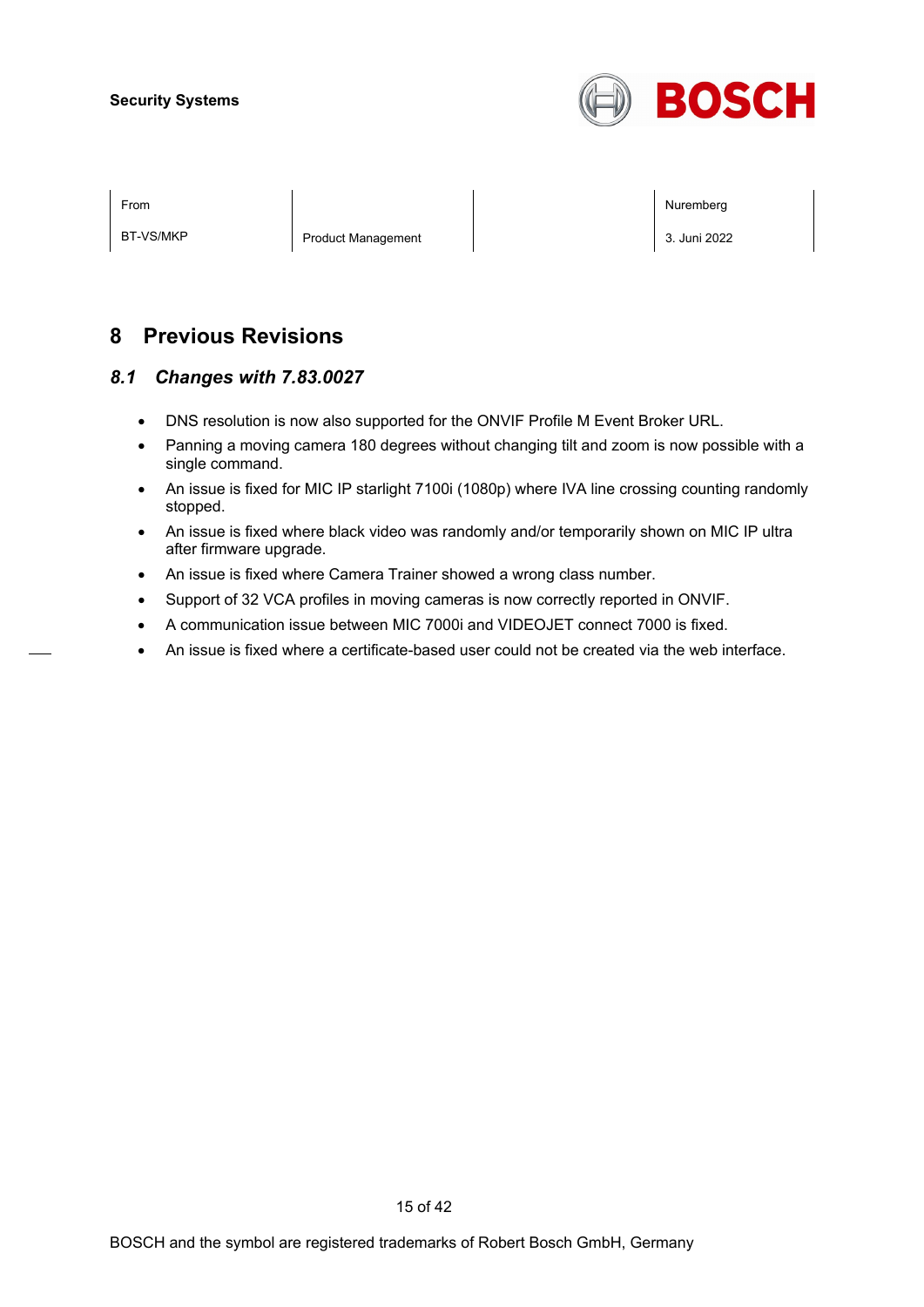# 8 Previous Revisions

## *8.1 Changes with 7.83.0027*

- DNS resolution is now also supported for the ONVIF Profile M Event Broker URL.
- Panning a moving camera 180 degrees without changing tilt and zoom is now possible with a single command.
- An issue is fixed for MIC IP starlight 7100i (1080p) where IVA line crossing counting randomly stopped.
- An issue is fixed where black video was randomly and/or temporarily shown on MIC IP ultra after firmware upgrade.
- An issue is fixed where Camera Trainer showed a wrong class number.
- Support of 32 VCA profiles in moving cameras is now correctly reported in ONVIF.
- A communication issue between MIC 7000i and VIDEOJET connect 7000 is fixed.
- An issue is fixed where a certificate-based user could not be created via the web interface.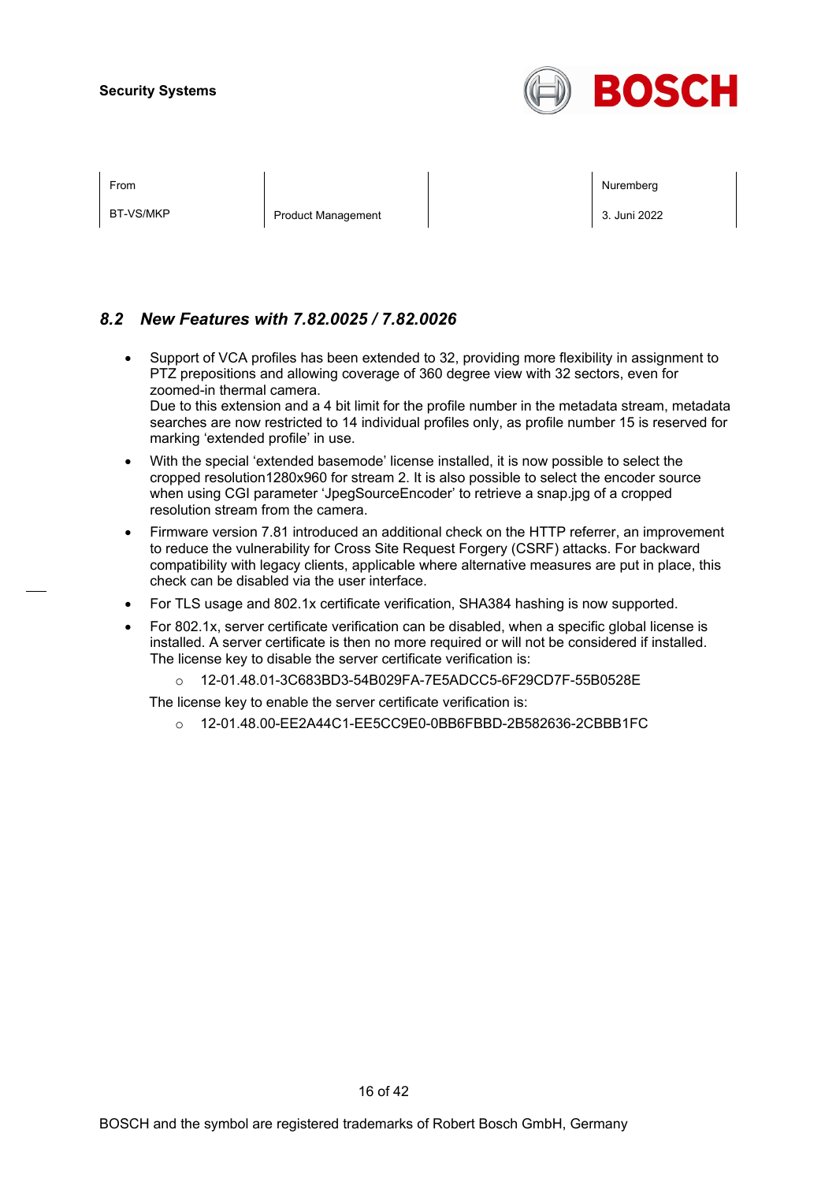### 8.2 New Features with 7.82.0025 / 7.82.0026

- Support of VCA profiles has been extended to 32, providing more flexibility in assignment to PTZ prepositions and allowing coverage of 360 degree view with 32 sectors, even for zoomed-in thermal camera.
  Due to this extension and a 4 bit limit for the profile number in the metadata stream, metadata searches are now restricted to 14 individual profiles only, as profile number 15 is reserved for marking 'extended profile' in use.
- With the special 'extended basemode' license installed, it is now possible to select the cropped resolution1280x960 for stream 2. It is also possible to select the encoder source when using CGI parameter 'JpegSourceEncoder' to retrieve a snap.jpg of a cropped resolution stream from the camera.
- Firmware version 7.81 introduced an additional check on the HTTP referrer, an improvement to reduce the vulnerability for Cross Site Request Forgery (CSRF) attacks. For backward compatibility with legacy clients, applicable where alternative measures are put in place, this check can be disabled via the user interface.
- For TLS usage and 802.1x certificate verification, SHA384 hashing is now supported.
- For 802.1x, server certificate verification can be disabled, when a specific global license is installed. A server certificate is then no more required or will not be considered if installed.
  The license key to disable the server certificate verification is:
  - 12-01.48.01-3C683BD3-54B029FA-7E5ADCC5-6F29CD7F-55B0528E

  The license key to enable the server certificate verification is:
  - 12-01.48.00-EE2A44C1-EE5CC9E0-0BB6FBBD-2B582636-2CBBB1FC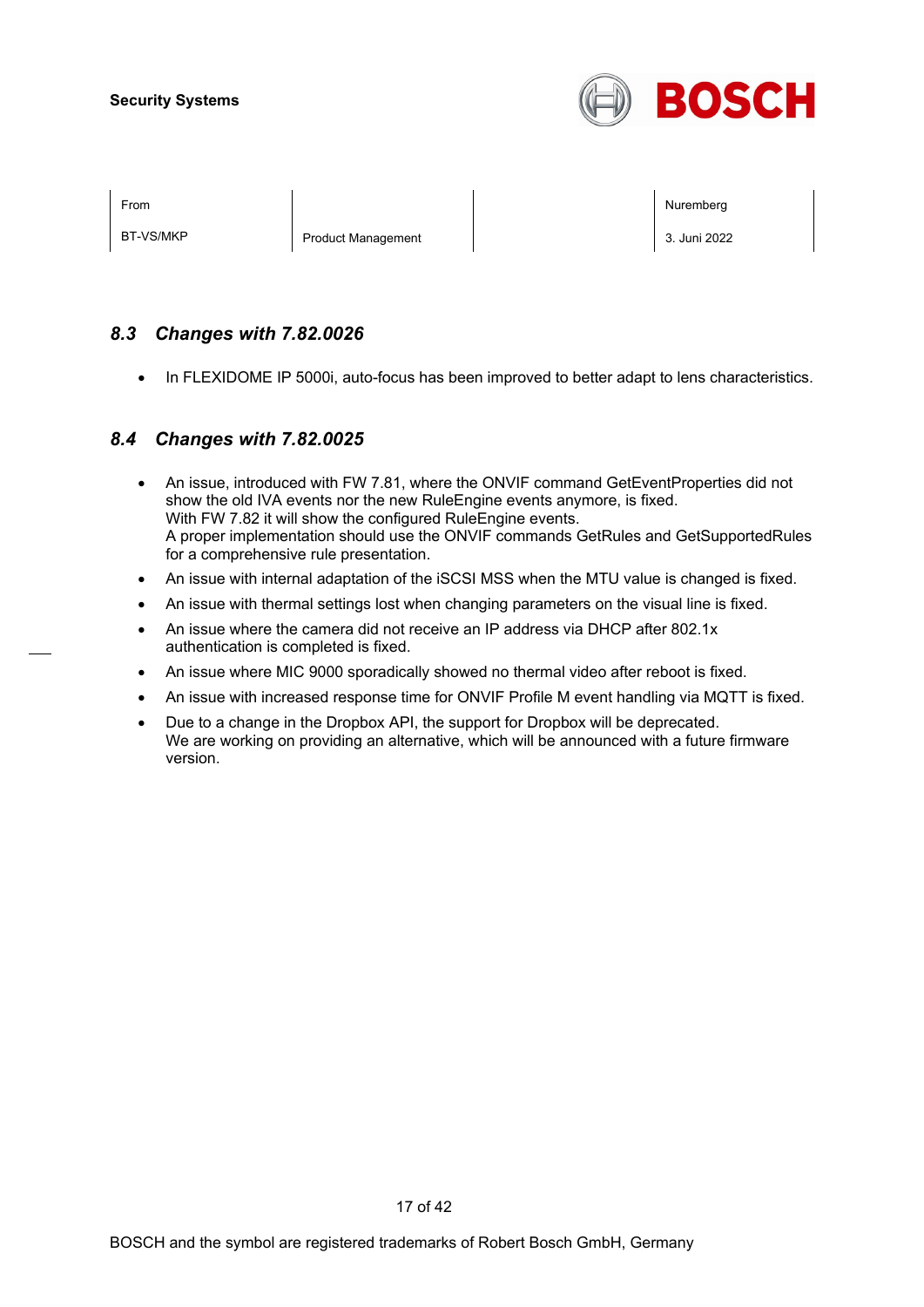## 8.3 Changes with 7.82.0026

- In FLEXIDOME IP 5000i, auto-focus has been improved to better adapt to lens characteristics.

## 8.4 Changes with 7.82.0025

- An issue, introduced with FW 7.81, where the ONVIF command GetEventProperties did not show the old IVA events nor the new RuleEngine events anymore, is fixed. With FW 7.82 it will show the configured RuleEngine events. A proper implementation should use the ONVIF commands GetRules and GetSupportedRules for a comprehensive rule presentation.
- An issue with internal adaptation of the iSCSI MSS when the MTU value is changed is fixed.
- An issue with thermal settings lost when changing parameters on the visual line is fixed.
- An issue where the camera did not receive an IP address via DHCP after 802.1x authentication is completed is fixed.
- An issue where MIC 9000 sporadically showed no thermal video after reboot is fixed.
- An issue with increased response time for ONVIF Profile M event handling via MQTT is fixed.
- Due to a change in the Dropbox API, the support for Dropbox will be deprecated. We are working on providing an alternative, which will be announced with a future firmware version.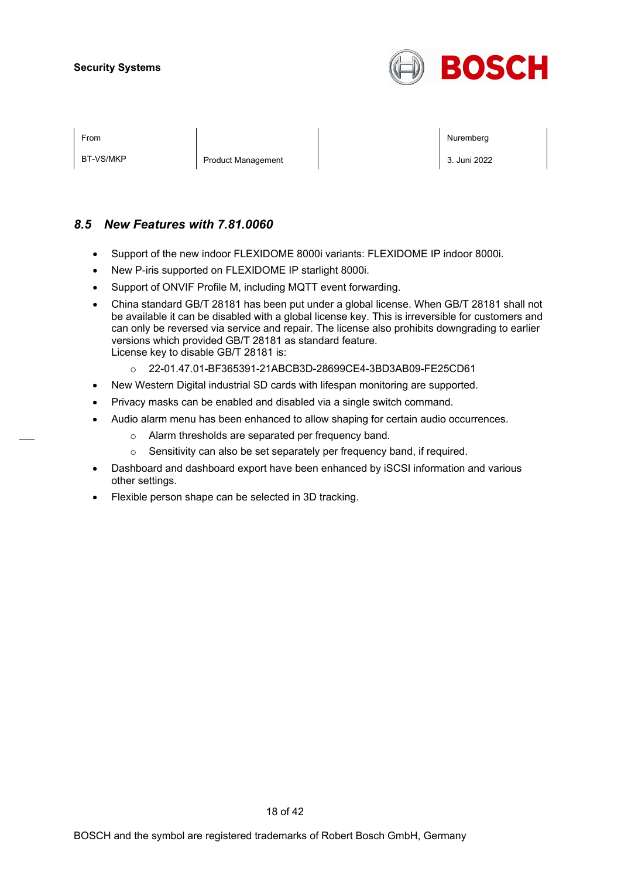### 8.5 *New Features with 7.81.0060*

- Support of the new indoor FLEXIDOME 8000i variants: FLEXIDOME IP indoor 8000i.
- New P-iris supported on FLEXIDOME IP starlight 8000i.
- Support of ONVIF Profile M, including MQTT event forwarding.
- China standard GB/T 28181 has been put under a global license. When GB/T 28181 shall not be available it can be disabled with a global license key. This is irreversible for customers and can only be reversed via service and repair. The license also prohibits downgrading to earlier versions which provided GB/T 28181 as standard feature.
  License key to disable GB/T 28181 is:
    - 22-01.47.01-BF365391-21ABCB3D-28699CE4-3BD3AB09-FE25CD61
- New Western Digital industrial SD cards with lifespan monitoring are supported.
- Privacy masks can be enabled and disabled via a single switch command.
- Audio alarm menu has been enhanced to allow shaping for certain audio occurrences.
    - Alarm thresholds are separated per frequency band.
    - Sensitivity can also be set separately per frequency band, if required.
- Dashboard and dashboard export have been enhanced by iSCSI information and various other settings.
- Flexible person shape can be selected in 3D tracking.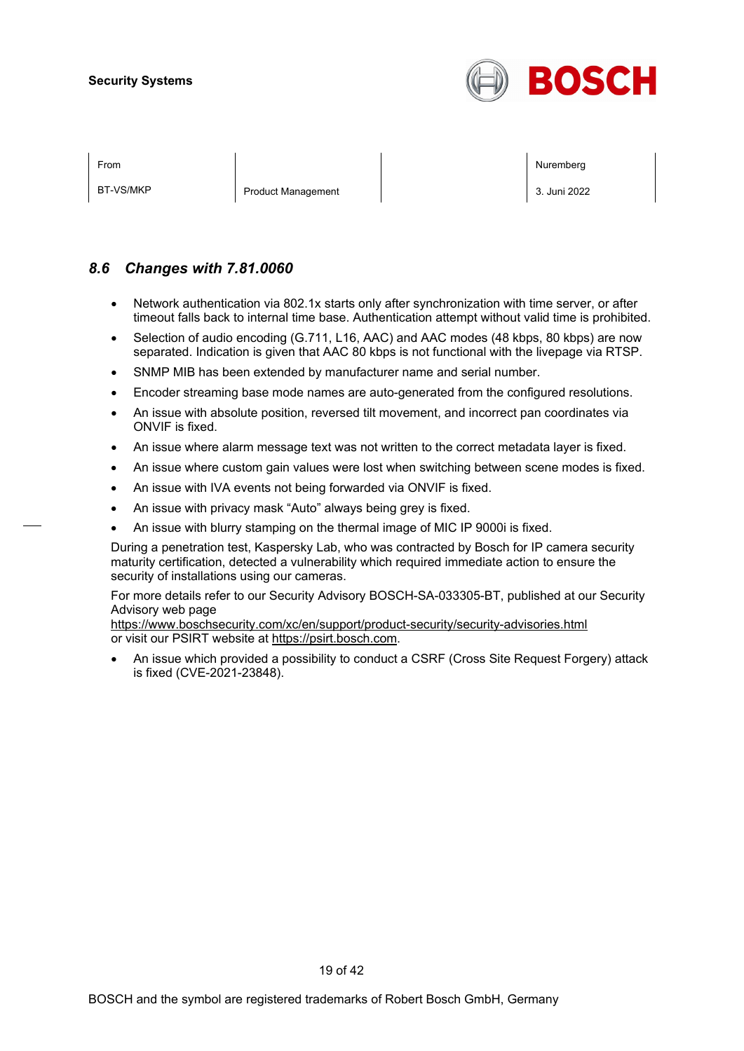### 8.6 *Changes with 7.81.0060*

- Network authentication via 802.1x starts only after synchronization with time server, or after timeout falls back to internal time base. Authentication attempt without valid time is prohibited.
- Selection of audio encoding (G.711, L16, AAC) and AAC modes (48 kbps, 80 kbps) are now separated. Indication is given that AAC 80 kbps is not functional with the livepage via RTSP.
- SNMP MIB has been extended by manufacturer name and serial number.
- Encoder streaming base mode names are auto-generated from the configured resolutions.
- An issue with absolute position, reversed tilt movement, and incorrect pan coordinates via ONVIF is fixed.
- An issue where alarm message text was not written to the correct metadata layer is fixed.
- An issue where custom gain values were lost when switching between scene modes is fixed.
- An issue with IVA events not being forwarded via ONVIF is fixed.
- An issue with privacy mask “Auto” always being grey is fixed.
- An issue with blurry stamping on the thermal image of MIC IP 9000i is fixed.

During a penetration test, Kaspersky Lab, who was contracted by Bosch for IP camera security maturity certification, detected a vulnerability which required immediate action to ensure the security of installations using our cameras.

For more details refer to our Security Advisory BOSCH-SA-033305-BT, published at our Security Advisory web page
https://www.boschsecurity.com/xc/en/support/product-security/security-advisories.html
or visit our PSIRT website at https://psirt.bosch.com.

- An issue which provided a possibility to conduct a CSRF (Cross Site Request Forgery) attack is fixed (CVE-2021-23848).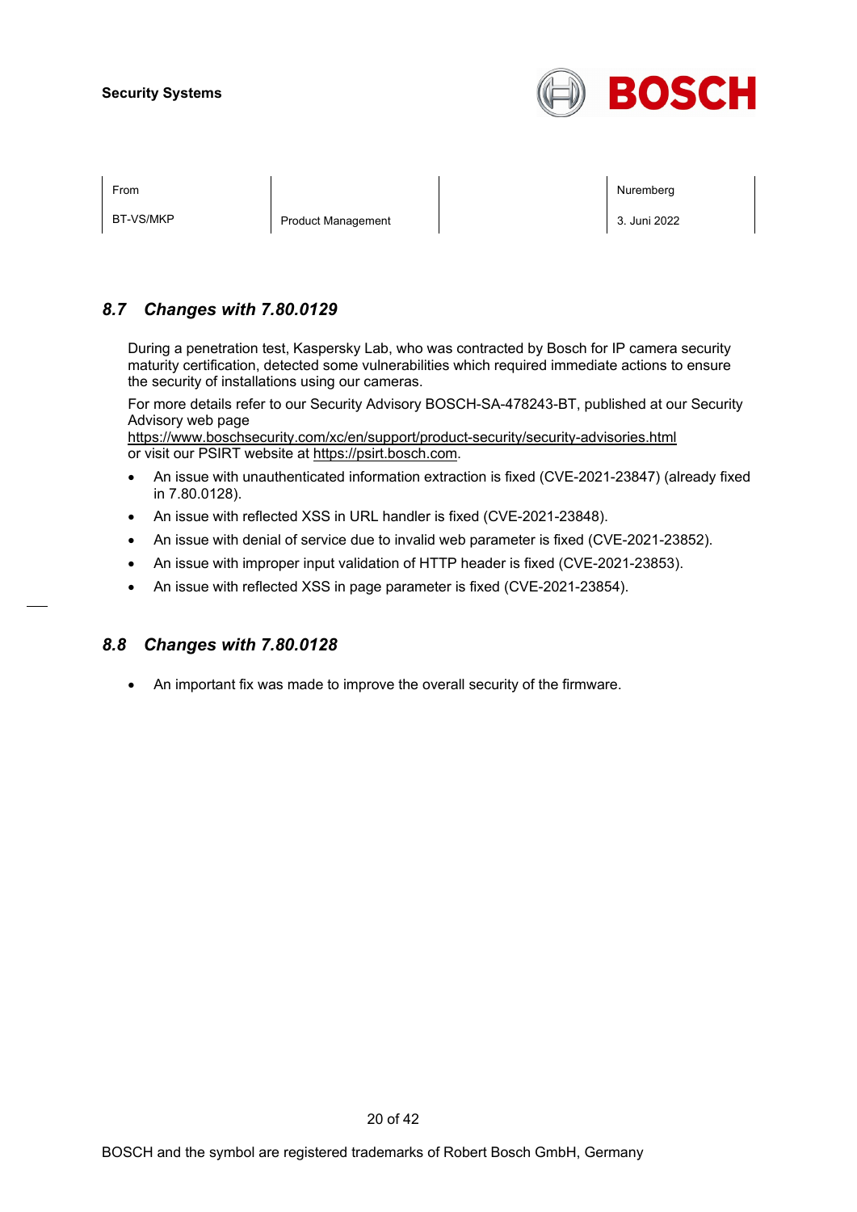## 8.7 Changes with 7.80.0129

During a penetration test, Kaspersky Lab, who was contracted by Bosch for IP camera security maturity certification, detected some vulnerabilities which required immediate actions to ensure the security of installations using our cameras.

For more details refer to our Security Advisory BOSCH-SA-478243-BT, published at our Security Advisory web page
https://www.boschsecurity.com/xc/en/support/product-security/security-advisories.html
or visit our PSIRT website at https://psirt.bosch.com.

- An issue with unauthenticated information extraction is fixed (CVE-2021-23847) (already fixed in 7.80.0128).
- An issue with reflected XSS in URL handler is fixed (CVE-2021-23848).
- An issue with denial of service due to invalid web parameter is fixed (CVE-2021-23852).
- An issue with improper input validation of HTTP header is fixed (CVE-2021-23853).
- An issue with reflected XSS in page parameter is fixed (CVE-2021-23854).

## 8.8 Changes with 7.80.0128

- An important fix was made to improve the overall security of the firmware.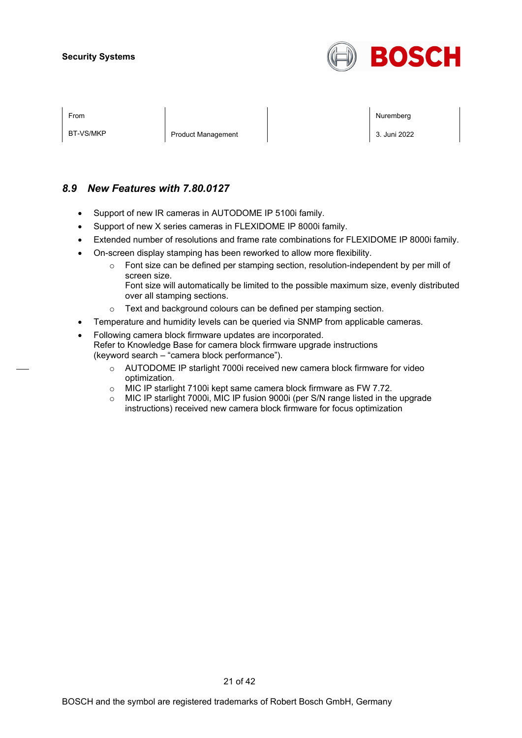## 8.9 *New Features with 7.80.0127*

- Support of new IR cameras in AUTODOME IP 5100i family.
- Support of new X series cameras in FLEXIDOME IP 8000i family.
- Extended number of resolutions and frame rate combinations for FLEXIDOME IP 8000i family.
- On-screen display stamping has been reworked to allow more flexibility.
  - Font size can be defined per stamping section, resolution-independent by per mill of screen size.
    Font size will automatically be limited to the possible maximum size, evenly distributed over all stamping sections.
  - Text and background colours can be defined per stamping section.
- Temperature and humidity levels can be queried via SNMP from applicable cameras.
- Following camera block firmware updates are incorporated.
  Refer to Knowledge Base for camera block firmware upgrade instructions
  (keyword search – “camera block performance”).
  - AUTODOME IP starlight 7000i received new camera block firmware for video optimization.
  - MIC IP starlight 7100i kept same camera block firmware as FW 7.72.
  - MIC IP starlight 7000i, MIC IP fusion 9000i (per S/N range listed in the upgrade instructions) received new camera block firmware for focus optimization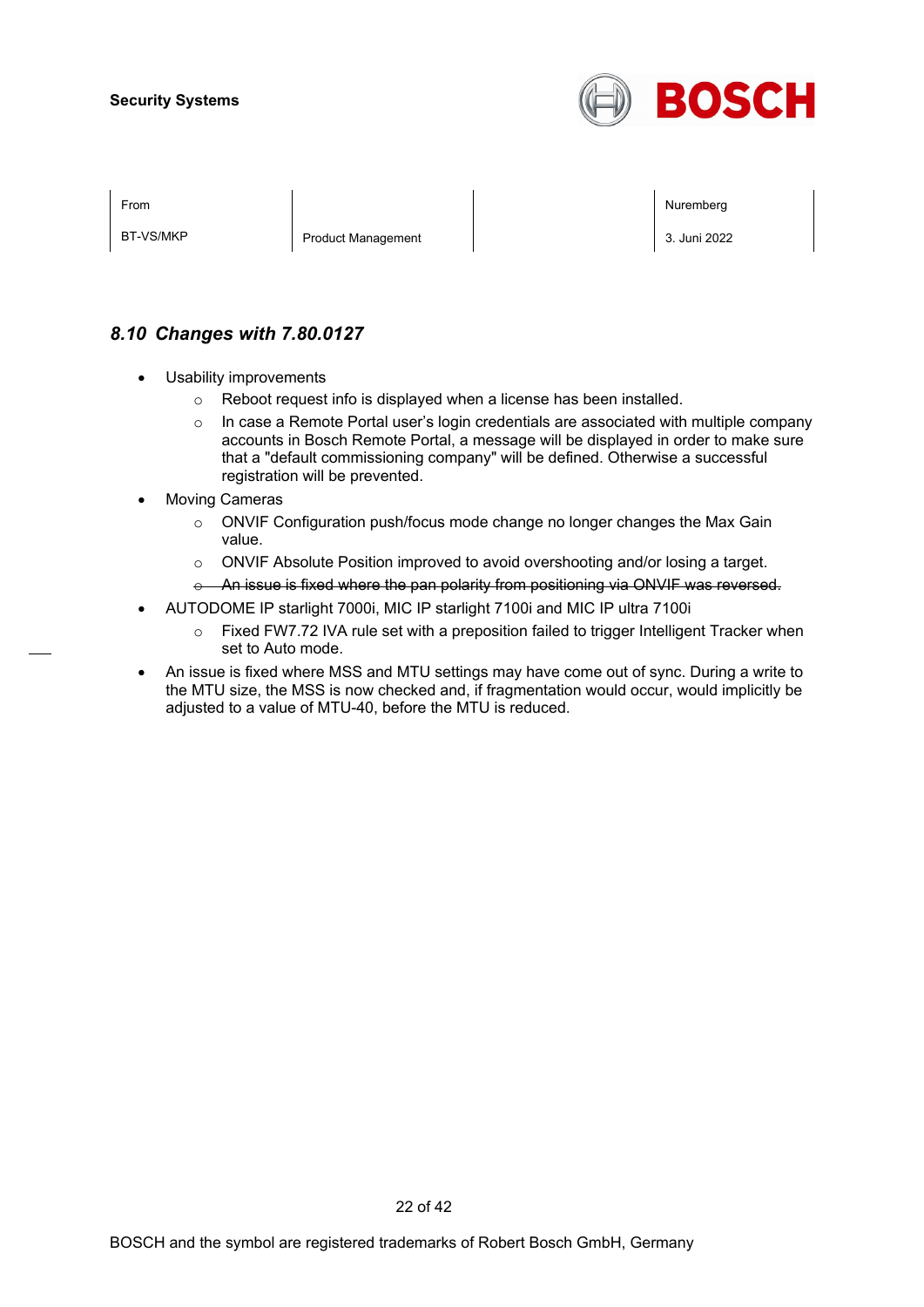**Security Systems**

| From | | | Nuremberg |
|---|---|---|---|
| BT-VS/MKP | Product Management | | 3. Juni 2022 |

## *8.10 Changes with 7.80.0127*

- Usability improvements
  - Reboot request info is displayed when a license has been installed.
  - In case a Remote Portal user's login credentials are associated with multiple company accounts in Bosch Remote Portal, a message will be displayed in order to make sure that a "default commissioning company" will be defined. Otherwise a successful registration will be prevented.
- Moving Cameras
  - ONVIF Configuration push/focus mode change no longer changes the Max Gain value.
  - ONVIF Absolute Position improved to avoid overshooting and/or losing a target.
  - ~~An issue is fixed where the pan polarity from positioning via ONVIF was reversed.~~
- AUTODOME IP starlight 7000i, MIC IP starlight 7100i and MIC IP ultra 7100i
  - Fixed FW7.72 IVA rule set with a preposition failed to trigger Intelligent Tracker when set to Auto mode.
- An issue is fixed where MSS and MTU settings may have come out of sync. During a write to the MTU size, the MSS is now checked and, if fragmentation would occur, would implicitly be adjusted to a value of MTU-40, before the MTU is reduced.

BOSCH and the symbol are registered trademarks of Robert Bosch GmbH, Germany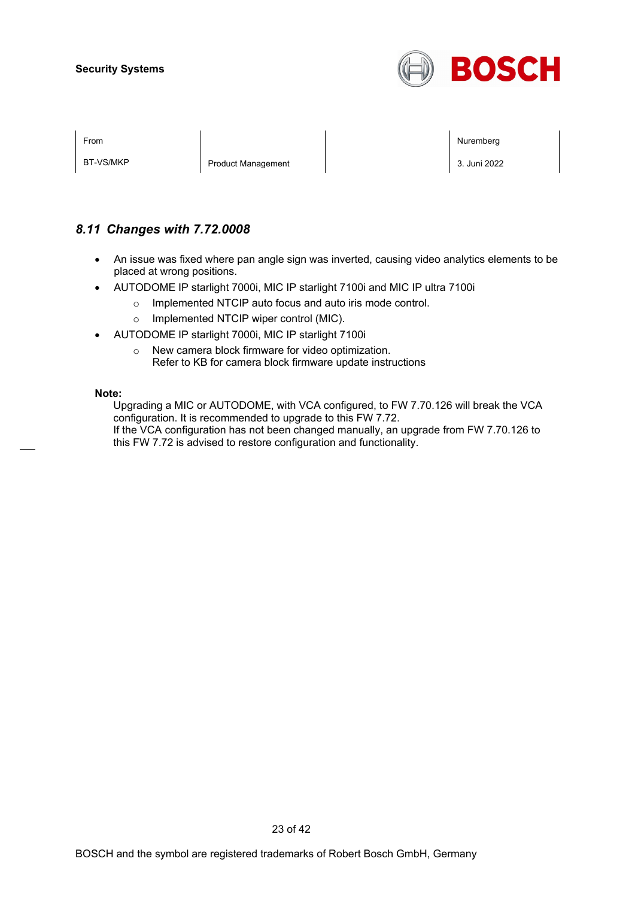## 8.11 *Changes with 7.72.0008*

- An issue was fixed where pan angle sign was inverted, causing video analytics elements to be placed at wrong positions.
- AUTODOME IP starlight 7000i, MIC IP starlight 7100i and MIC IP ultra 7100i
  - Implemented NTCIP auto focus and auto iris mode control.
  - Implemented NTCIP wiper control (MIC).
- AUTODOME IP starlight 7000i, MIC IP starlight 7100i
  - New camera block firmware for video optimization.
    Refer to KB for camera block firmware update instructions

**Note:**

Upgrading a MIC or AUTODOME, with VCA configured, to FW 7.70.126 will break the VCA configuration. It is recommended to upgrade to this FW 7.72.
If the VCA configuration has not been changed manually, an upgrade from FW 7.70.126 to this FW 7.72 is advised to restore configuration and functionality.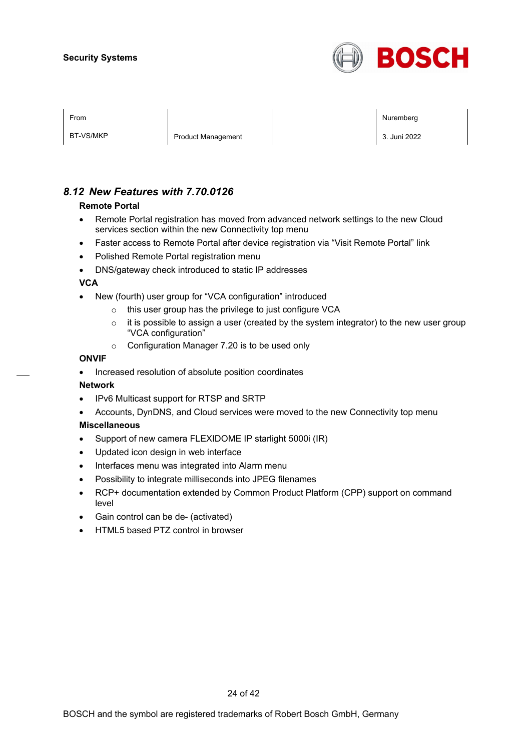## 8.12 New Features with 7.70.0126

**Remote Portal**

- Remote Portal registration has moved from advanced network settings to the new Cloud services section within the new Connectivity top menu
- Faster access to Remote Portal after device registration via “Visit Remote Portal” link
- Polished Remote Portal registration menu
- DNS/gateway check introduced to static IP addresses

**VCA**

- New (fourth) user group for “VCA configuration” introduced
  - this user group has the privilege to just configure VCA
  - it is possible to assign a user (created by the system integrator) to the new user group “VCA configuration”
  - Configuration Manager 7.20 is to be used only

**ONVIF**

- Increased resolution of absolute position coordinates

**Network**

- IPv6 Multicast support for RTSP and SRTP
- Accounts, DynDNS, and Cloud services were moved to the new Connectivity top menu

**Miscellaneous**

- Support of new camera FLEXIDOME IP starlight 5000i (IR)
- Updated icon design in web interface
- Interfaces menu was integrated into Alarm menu
- Possibility to integrate milliseconds into JPEG filenames
- RCP+ documentation extended by Common Product Platform (CPP) support on command level
- Gain control can be de- (activated)
- HTML5 based PTZ control in browser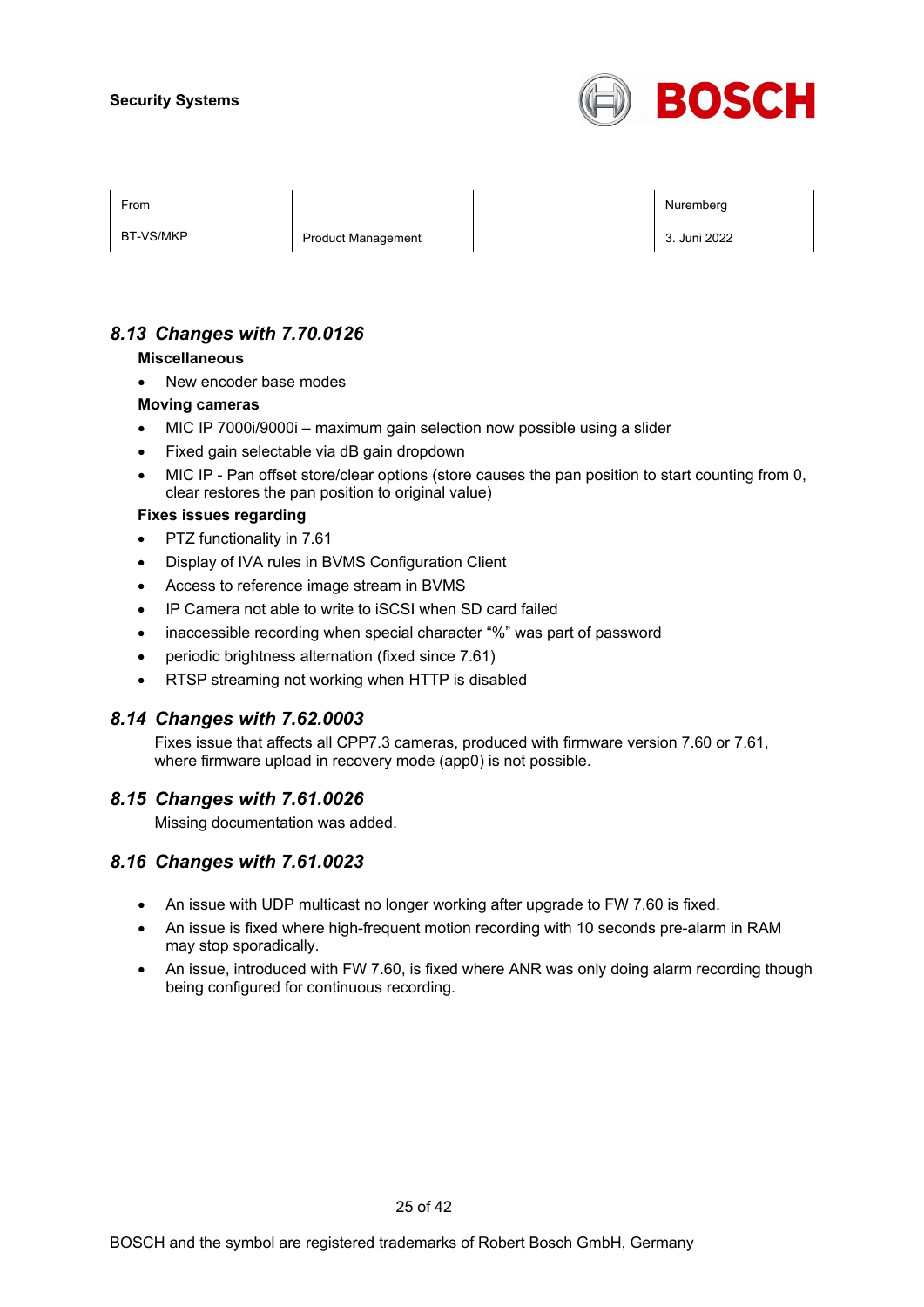## 8.13 Changes with 7.70.0126

**Miscellaneous**

- New encoder base modes

**Moving cameras**

- MIC IP 7000i/9000i – maximum gain selection now possible using a slider
- Fixed gain selectable via dB gain dropdown
- MIC IP - Pan offset store/clear options (store causes the pan position to start counting from 0, clear restores the pan position to original value)

**Fixes issues regarding**

- PTZ functionality in 7.61
- Display of IVA rules in BVMS Configuration Client
- Access to reference image stream in BVMS
- IP Camera not able to write to iSCSI when SD card failed
- inaccessible recording when special character "%" was part of password
- periodic brightness alternation (fixed since 7.61)
- RTSP streaming not working when HTTP is disabled

## 8.14 Changes with 7.62.0003

Fixes issue that affects all CPP7.3 cameras, produced with firmware version 7.60 or 7.61, where firmware upload in recovery mode (app0) is not possible.

## 8.15 Changes with 7.61.0026

Missing documentation was added.

## 8.16 Changes with 7.61.0023

- An issue with UDP multicast no longer working after upgrade to FW 7.60 is fixed.
- An issue is fixed where high-frequent motion recording with 10 seconds pre-alarm in RAM may stop sporadically.
- An issue, introduced with FW 7.60, is fixed where ANR was only doing alarm recording though being configured for continuous recording.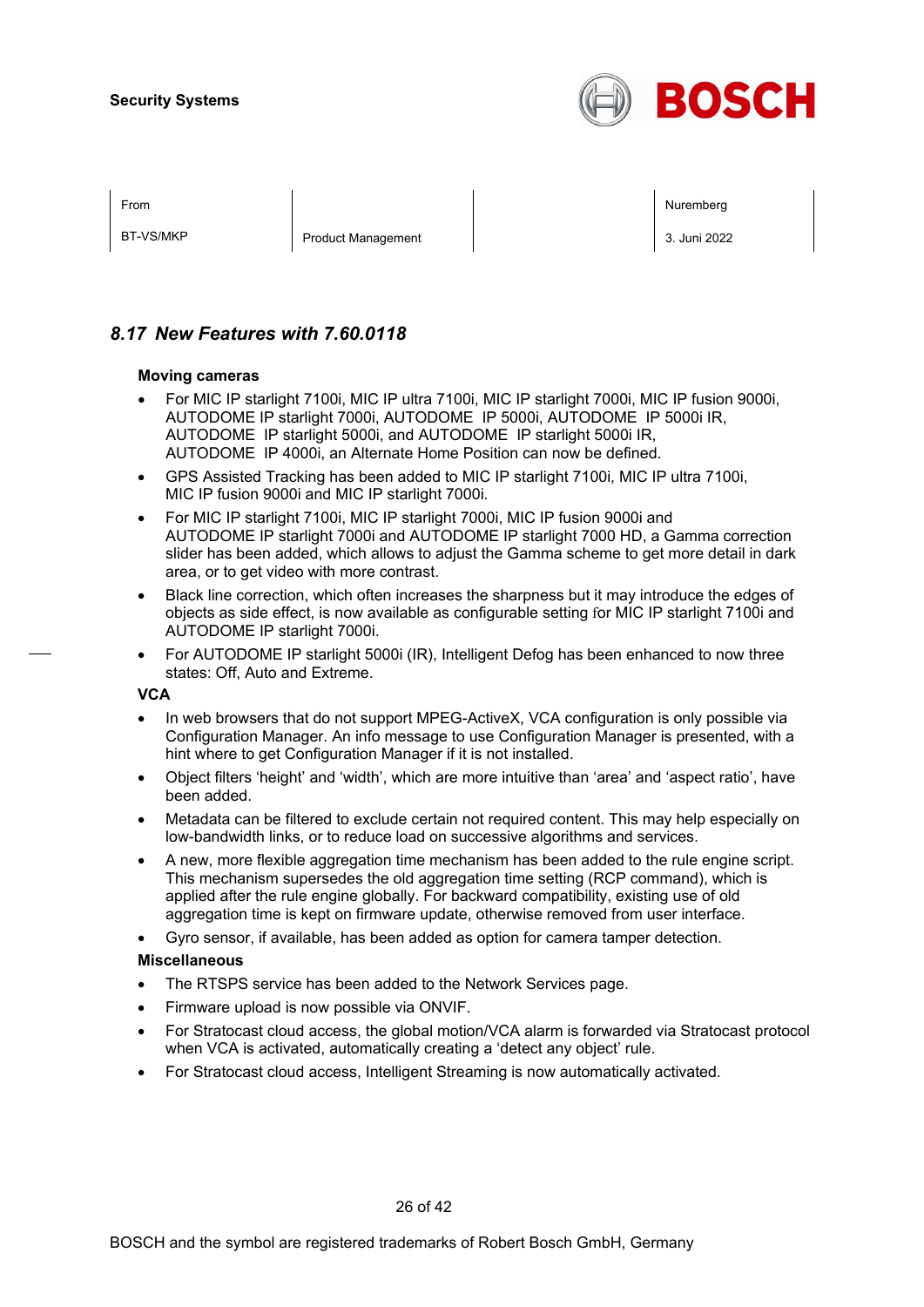## 8.17 New Features with 7.60.0118

**Moving cameras**

- For MIC IP starlight 7100i, MIC IP ultra 7100i, MIC IP starlight 7000i, MIC IP fusion 9000i, AUTODOME IP starlight 7000i, AUTODOME IP 5000i, AUTODOME IP 5000i IR, AUTODOME IP starlight 5000i, and AUTODOME IP starlight 5000i IR, AUTODOME IP 4000i, an Alternate Home Position can now be defined.
- GPS Assisted Tracking has been added to MIC IP starlight 7100i, MIC IP ultra 7100i, MIC IP fusion 9000i and MIC IP starlight 7000i.
- For MIC IP starlight 7100i, MIC IP starlight 7000i, MIC IP fusion 9000i and AUTODOME IP starlight 7000i and AUTODOME IP starlight 7000 HD, a Gamma correction slider has been added, which allows to adjust the Gamma scheme to get more detail in dark area, or to get video with more contrast.
- Black line correction, which often increases the sharpness but it may introduce the edges of objects as side effect, is now available as configurable setting for MIC IP starlight 7100i and AUTODOME IP starlight 7000i.
- For AUTODOME IP starlight 5000i (IR), Intelligent Defog has been enhanced to now three states: Off, Auto and Extreme.

**VCA**

- In web browsers that do not support MPEG-ActiveX, VCA configuration is only possible via Configuration Manager. An info message to use Configuration Manager is presented, with a hint where to get Configuration Manager if it is not installed.
- Object filters 'height' and 'width', which are more intuitive than 'area' and 'aspect ratio', have been added.
- Metadata can be filtered to exclude certain not required content. This may help especially on low-bandwidth links, or to reduce load on successive algorithms and services.
- A new, more flexible aggregation time mechanism has been added to the rule engine script. This mechanism supersedes the old aggregation time setting (RCP command), which is applied after the rule engine globally. For backward compatibility, existing use of old aggregation time is kept on firmware update, otherwise removed from user interface.
- Gyro sensor, if available, has been added as option for camera tamper detection.

**Miscellaneous**

- The RTSPS service has been added to the Network Services page.
- Firmware upload is now possible via ONVIF.
- For Stratocast cloud access, the global motion/VCA alarm is forwarded via Stratocast protocol when VCA is activated, automatically creating a 'detect any object' rule.
- For Stratocast cloud access, Intelligent Streaming is now automatically activated.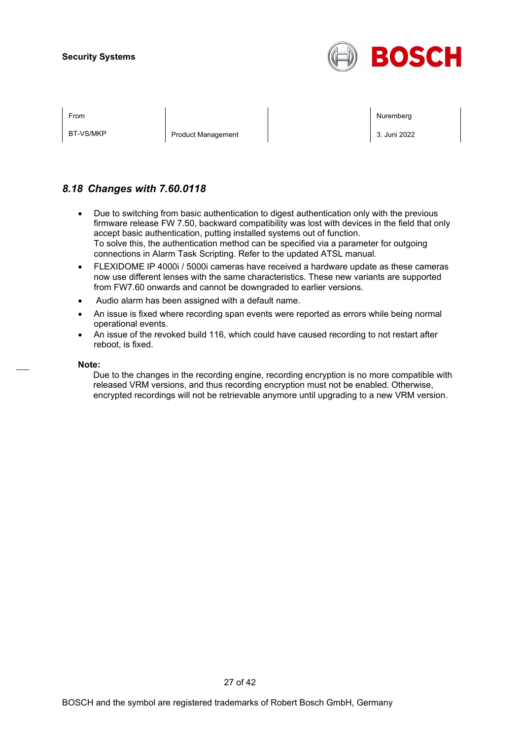## 8.18 Changes with 7.60.0118

- Due to switching from basic authentication to digest authentication only with the previous firmware release FW 7.50, backward compatibility was lost with devices in the field that only accept basic authentication, putting installed systems out of function.
  To solve this, the authentication method can be specified via a parameter for outgoing connections in Alarm Task Scripting. Refer to the updated ATSL manual.
- FLEXIDOME IP 4000i / 5000i cameras have received a hardware update as these cameras now use different lenses with the same characteristics. These new variants are supported from FW7.60 onwards and cannot be downgraded to earlier versions.
- Audio alarm has been assigned with a default name.
- An issue is fixed where recording span events were reported as errors while being normal operational events.
- An issue of the revoked build 116, which could have caused recording to not restart after reboot, is fixed.

**Note:**

Due to the changes in the recording engine, recording encryption is no more compatible with released VRM versions, and thus recording encryption must not be enabled. Otherwise, encrypted recordings will not be retrievable anymore until upgrading to a new VRM version.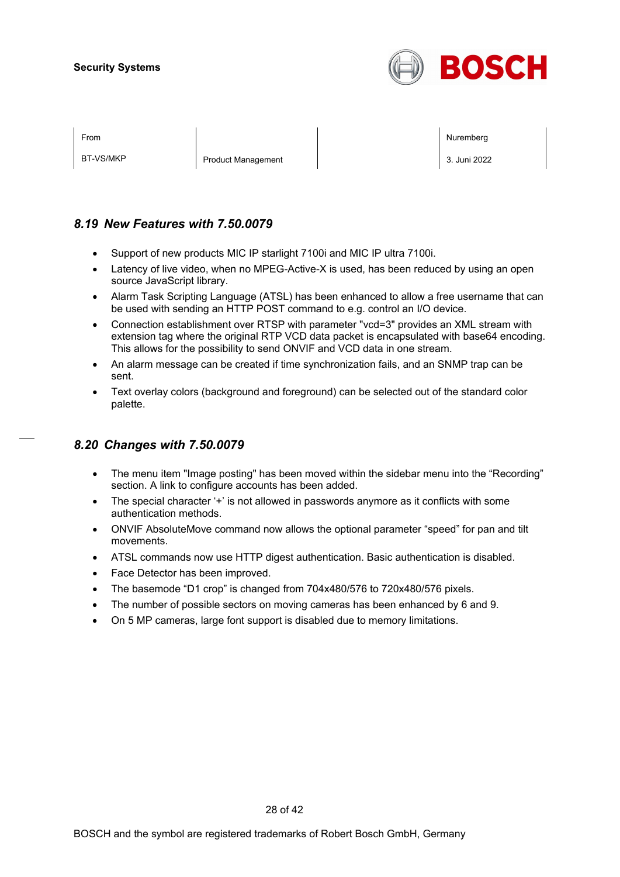## 8.19 New Features with 7.50.0079

- Support of new products MIC IP starlight 7100i and MIC IP ultra 7100i.
- Latency of live video, when no MPEG-Active-X is used, has been reduced by using an open source JavaScript library.
- Alarm Task Scripting Language (ATSL) has been enhanced to allow a free username that can be used with sending an HTTP POST command to e.g. control an I/O device.
- Connection establishment over RTSP with parameter "vcd=3" provides an XML stream with extension tag where the original RTP VCD data packet is encapsulated with base64 encoding. This allows for the possibility to send ONVIF and VCD data in one stream.
- An alarm message can be created if time synchronization fails, and an SNMP trap can be sent.
- Text overlay colors (background and foreground) can be selected out of the standard color palette.

## 8.20 Changes with 7.50.0079

- The menu item "Image posting" has been moved within the sidebar menu into the "Recording" section. A link to configure accounts has been added.
- The special character '+' is not allowed in passwords anymore as it conflicts with some authentication methods.
- ONVIF AbsoluteMove command now allows the optional parameter "speed" for pan and tilt movements.
- ATSL commands now use HTTP digest authentication. Basic authentication is disabled.
- Face Detector has been improved.
- The basemode "D1 crop" is changed from 704x480/576 to 720x480/576 pixels.
- The number of possible sectors on moving cameras has been enhanced by 6 and 9.
- On 5 MP cameras, large font support is disabled due to memory limitations.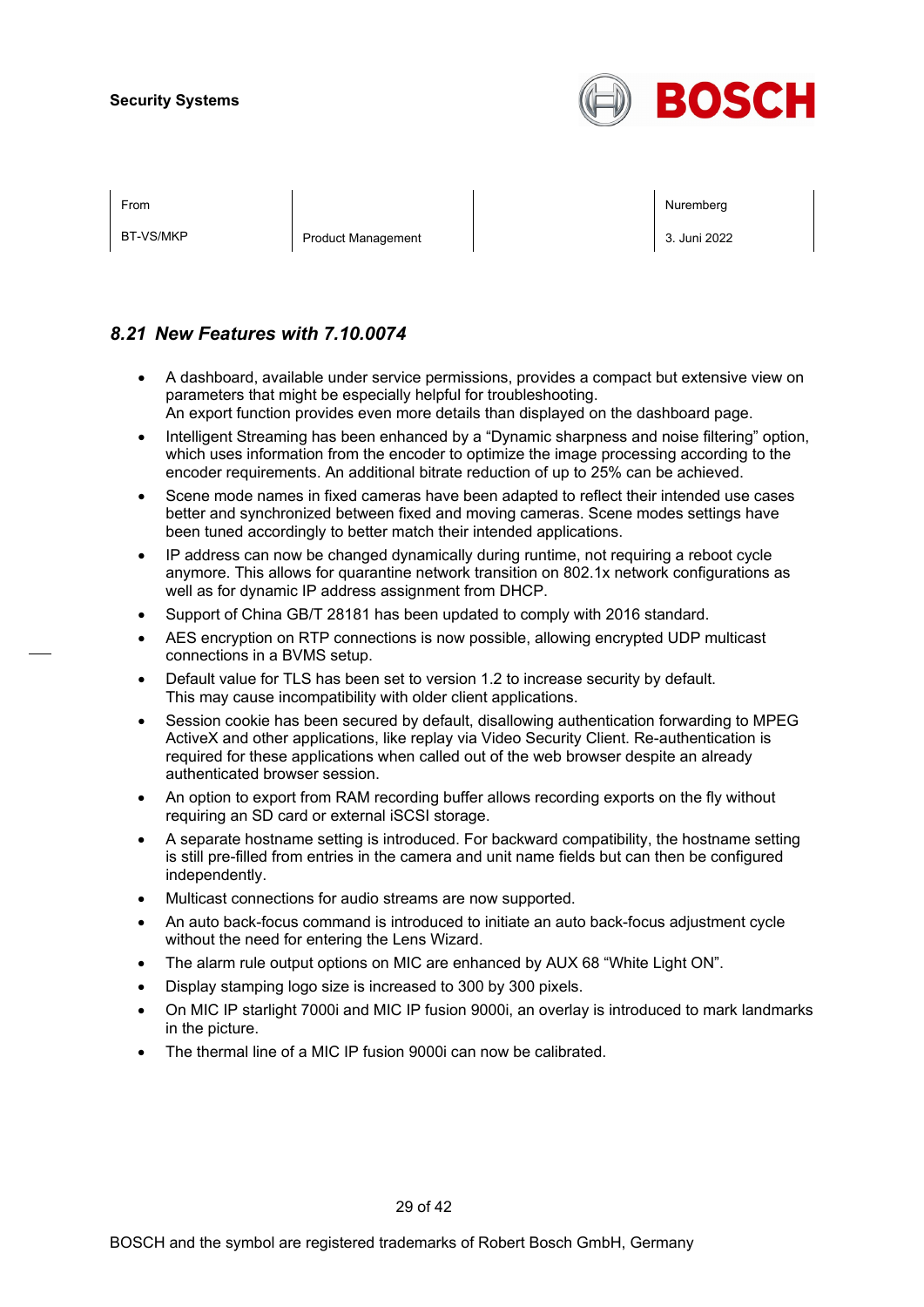| From | | | Nuremberg |
| --- | --- | --- | --- |
| BT-VS/MKP | Product Management | | 3. Juni 2022 |

## *8.21 New Features with 7.10.0074*

- A dashboard, available under service permissions, provides a compact but extensive view on parameters that might be especially helpful for troubleshooting.
  An export function provides even more details than displayed on the dashboard page.
- Intelligent Streaming has been enhanced by a “Dynamic sharpness and noise filtering” option, which uses information from the encoder to optimize the image processing according to the encoder requirements. An additional bitrate reduction of up to 25% can be achieved.
- Scene mode names in fixed cameras have been adapted to reflect their intended use cases better and synchronized between fixed and moving cameras. Scene modes settings have been tuned accordingly to better match their intended applications.
- IP address can now be changed dynamically during runtime, not requiring a reboot cycle anymore. This allows for quarantine network transition on 802.1x network configurations as well as for dynamic IP address assignment from DHCP.
- Support of China GB/T 28181 has been updated to comply with 2016 standard.
- AES encryption on RTP connections is now possible, allowing encrypted UDP multicast connections in a BVMS setup.
- Default value for TLS has been set to version 1.2 to increase security by default.
  This may cause incompatibility with older client applications.
- Session cookie has been secured by default, disallowing authentication forwarding to MPEG ActiveX and other applications, like replay via Video Security Client. Re-authentication is required for these applications when called out of the web browser despite an already authenticated browser session.
- An option to export from RAM recording buffer allows recording exports on the fly without requiring an SD card or external iSCSI storage.
- A separate hostname setting is introduced. For backward compatibility, the hostname setting is still pre-filled from entries in the camera and unit name fields but can then be configured independently.
- Multicast connections for audio streams are now supported.
- An auto back-focus command is introduced to initiate an auto back-focus adjustment cycle without the need for entering the Lens Wizard.
- The alarm rule output options on MIC are enhanced by AUX 68 “White Light ON”.
- Display stamping logo size is increased to 300 by 300 pixels.
- On MIC IP starlight 7000i and MIC IP fusion 9000i, an overlay is introduced to mark landmarks in the picture.
- The thermal line of a MIC IP fusion 9000i can now be calibrated.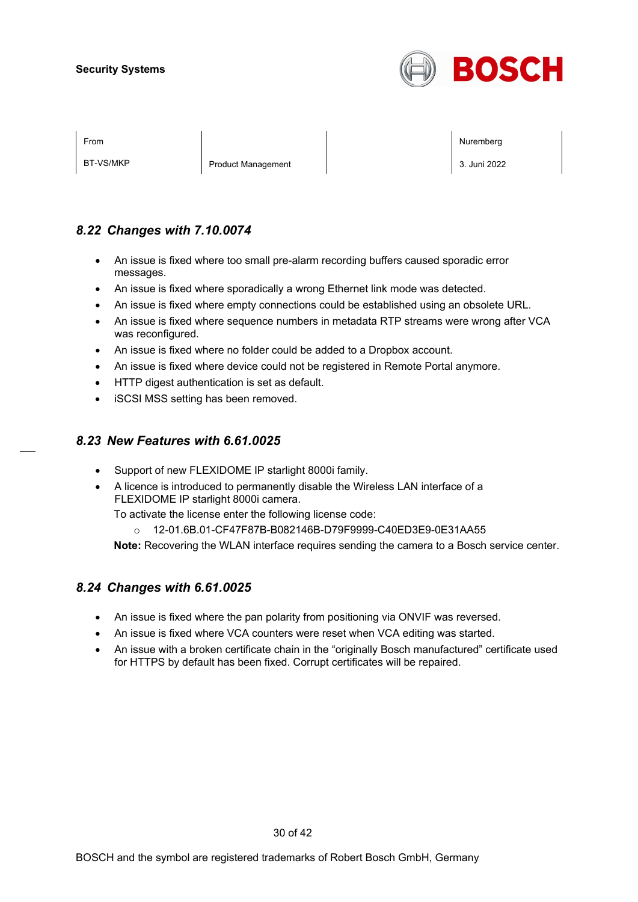## 8.22 Changes with 7.10.0074

- An issue is fixed where too small pre-alarm recording buffers caused sporadic error messages.
- An issue is fixed where sporadically a wrong Ethernet link mode was detected.
- An issue is fixed where empty connections could be established using an obsolete URL.
- An issue is fixed where sequence numbers in metadata RTP streams were wrong after VCA was reconfigured.
- An issue is fixed where no folder could be added to a Dropbox account.
- An issue is fixed where device could not be registered in Remote Portal anymore.
- HTTP digest authentication is set as default.
- iSCSI MSS setting has been removed.

## 8.23 New Features with 6.61.0025

- Support of new FLEXIDOME IP starlight 8000i family.
- A licence is introduced to permanently disable the Wireless LAN interface of a FLEXIDOME IP starlight 8000i camera.
  To activate the license enter the following license code:
  - 12-01.6B.01-CF47F87B-B082146B-D79F9999-C40ED3E9-0E31AA55

  **Note:** Recovering the WLAN interface requires sending the camera to a Bosch service center.

## 8.24 Changes with 6.61.0025

- An issue is fixed where the pan polarity from positioning via ONVIF was reversed.
- An issue is fixed where VCA counters were reset when VCA editing was started.
- An issue with a broken certificate chain in the “originally Bosch manufactured” certificate used for HTTPS by default has been fixed. Corrupt certificates will be repaired.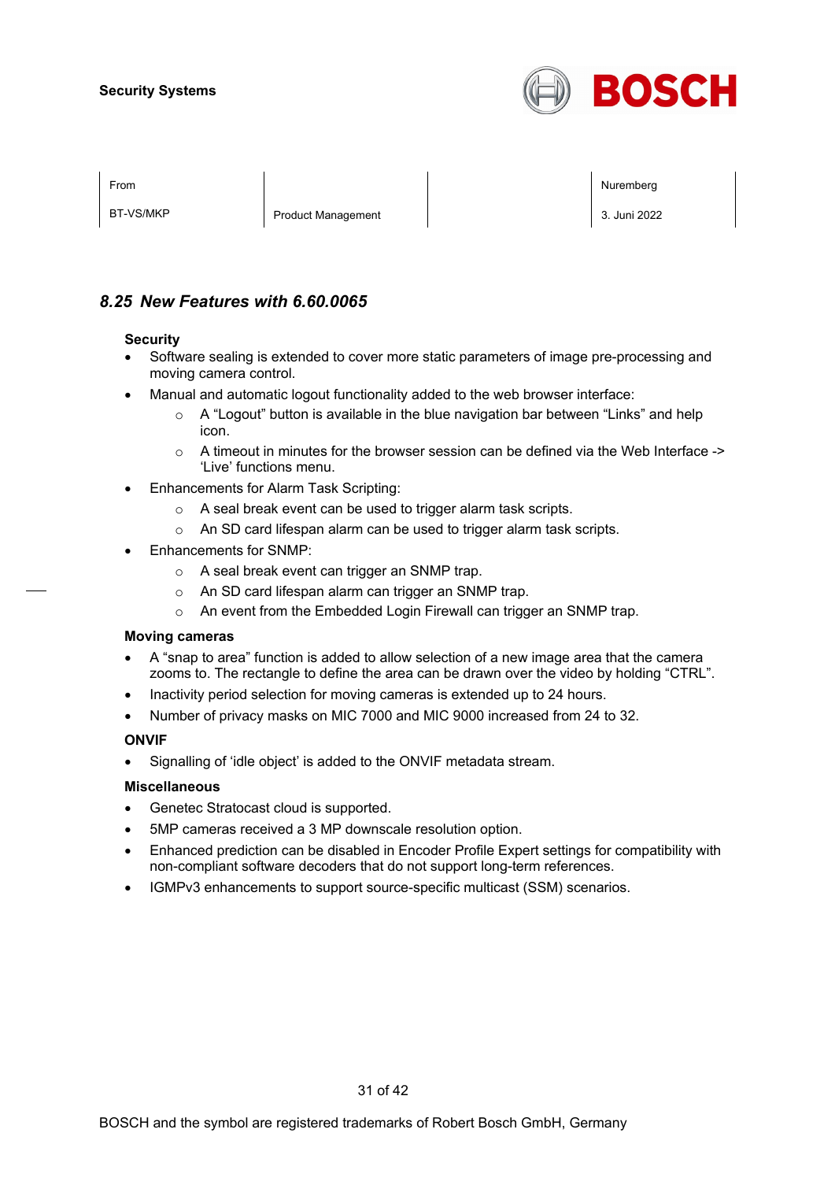## *8.25 New Features with 6.60.0065*

**Security**

- Software sealing is extended to cover more static parameters of image pre-processing and moving camera control.
- Manual and automatic logout functionality added to the web browser interface:
  - A "Logout" button is available in the blue navigation bar between "Links" and help icon.
  - A timeout in minutes for the browser session can be defined via the Web Interface -> 'Live' functions menu.
- Enhancements for Alarm Task Scripting:
  - A seal break event can be used to trigger alarm task scripts.
  - An SD card lifespan alarm can be used to trigger alarm task scripts.
- Enhancements for SNMP:
  - A seal break event can trigger an SNMP trap.
  - An SD card lifespan alarm can trigger an SNMP trap.
  - An event from the Embedded Login Firewall can trigger an SNMP trap.

**Moving cameras**

- A "snap to area" function is added to allow selection of a new image area that the camera zooms to. The rectangle to define the area can be drawn over the video by holding "CTRL".
- Inactivity period selection for moving cameras is extended up to 24 hours.
- Number of privacy masks on MIC 7000 and MIC 9000 increased from 24 to 32.

**ONVIF**

- Signalling of 'idle object' is added to the ONVIF metadata stream.

**Miscellaneous**

- Genetec Stratocast cloud is supported.
- 5MP cameras received a 3 MP downscale resolution option.
- Enhanced prediction can be disabled in Encoder Profile Expert settings for compatibility with non-compliant software decoders that do not support long-term references.
- IGMPv3 enhancements to support source-specific multicast (SSM) scenarios.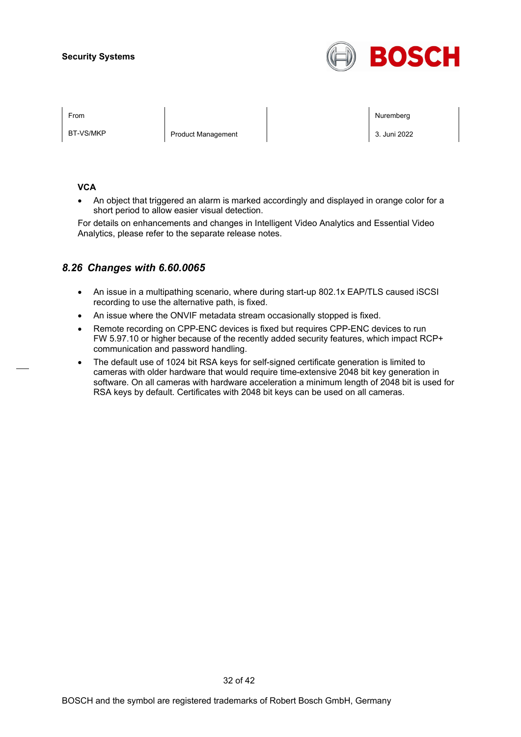**VCA**

- An object that triggered an alarm is marked accordingly and displayed in orange color for a short period to allow easier visual detection.

For details on enhancements and changes in Intelligent Video Analytics and Essential Video Analytics, please refer to the separate release notes.

## *8.26 Changes with 6.60.0065*

- An issue in a multipathing scenario, where during start-up 802.1x EAP/TLS caused iSCSI recording to use the alternative path, is fixed.
- An issue where the ONVIF metadata stream occasionally stopped is fixed.
- Remote recording on CPP-ENC devices is fixed but requires CPP-ENC devices to run FW 5.97.10 or higher because of the recently added security features, which impact RCP+ communication and password handling.
- The default use of 1024 bit RSA keys for self-signed certificate generation is limited to cameras with older hardware that would require time-extensive 2048 bit key generation in software. On all cameras with hardware acceleration a minimum length of 2048 bit is used for RSA keys by default. Certificates with 2048 bit keys can be used on all cameras.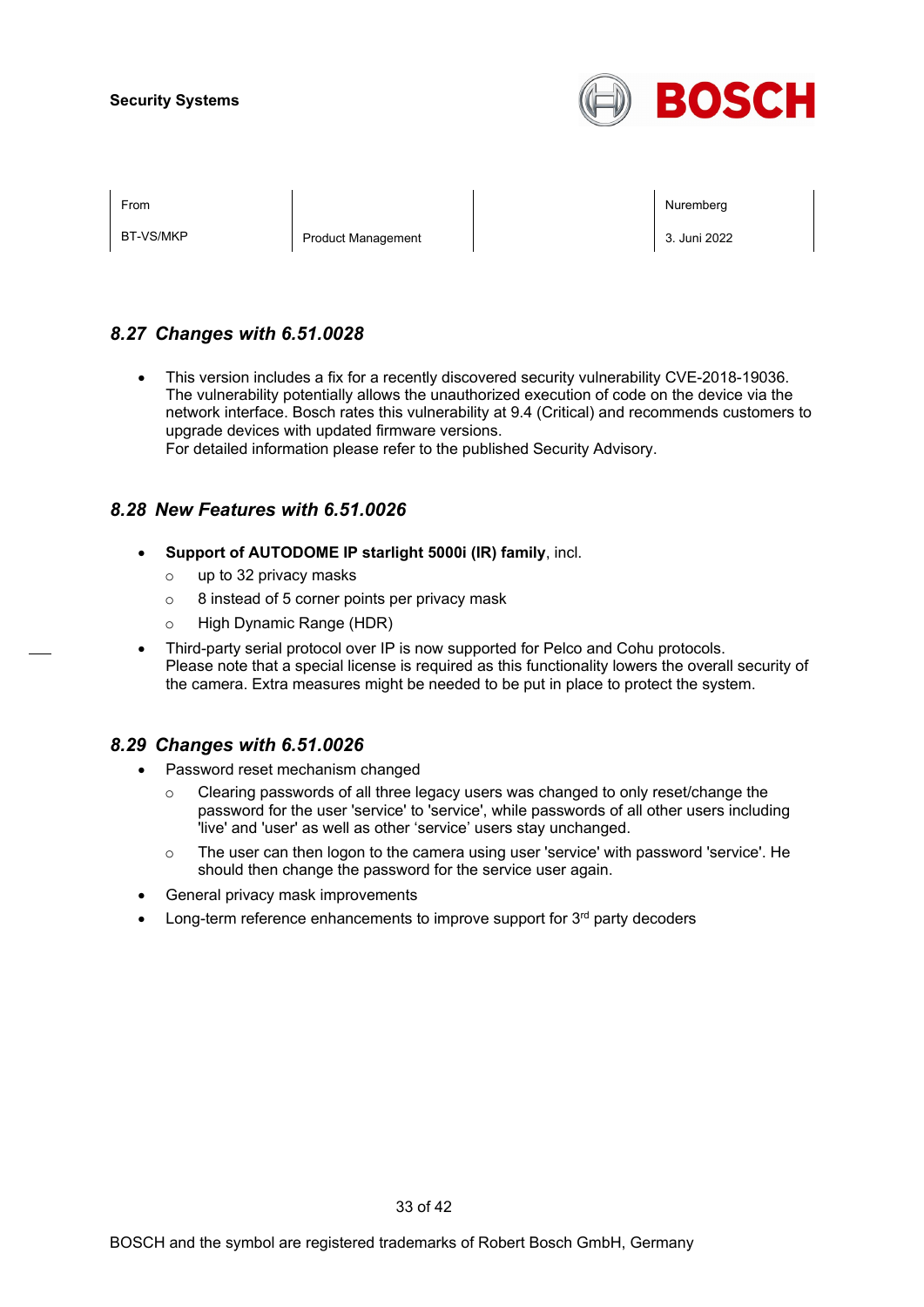## 8.27 *Changes with 6.51.0028*

- This version includes a fix for a recently discovered security vulnerability CVE-2018-19036. The vulnerability potentially allows the unauthorized execution of code on the device via the network interface. Bosch rates this vulnerability at 9.4 (Critical) and recommends customers to upgrade devices with updated firmware versions.
  For detailed information please refer to the published Security Advisory.

## 8.28 *New Features with 6.51.0026*

- **Support of AUTODOME IP starlight 5000i (IR) family**, incl.
  - up to 32 privacy masks
  - 8 instead of 5 corner points per privacy mask
  - High Dynamic Range (HDR)
- Third-party serial protocol over IP is now supported for Pelco and Cohu protocols.
  Please note that a special license is required as this functionality lowers the overall security of the camera. Extra measures might be needed to be put in place to protect the system.

## 8.29 *Changes with 6.51.0026*

- Password reset mechanism changed
  - Clearing passwords of all three legacy users was changed to only reset/change the password for the user 'service' to 'service', while passwords of all other users including 'live' and 'user' as well as other 'service' users stay unchanged.
  - The user can then logon to the camera using user 'service' with password 'service'. He should then change the password for the service user again.
- General privacy mask improvements
- Long-term reference enhancements to improve support for 3rd party decoders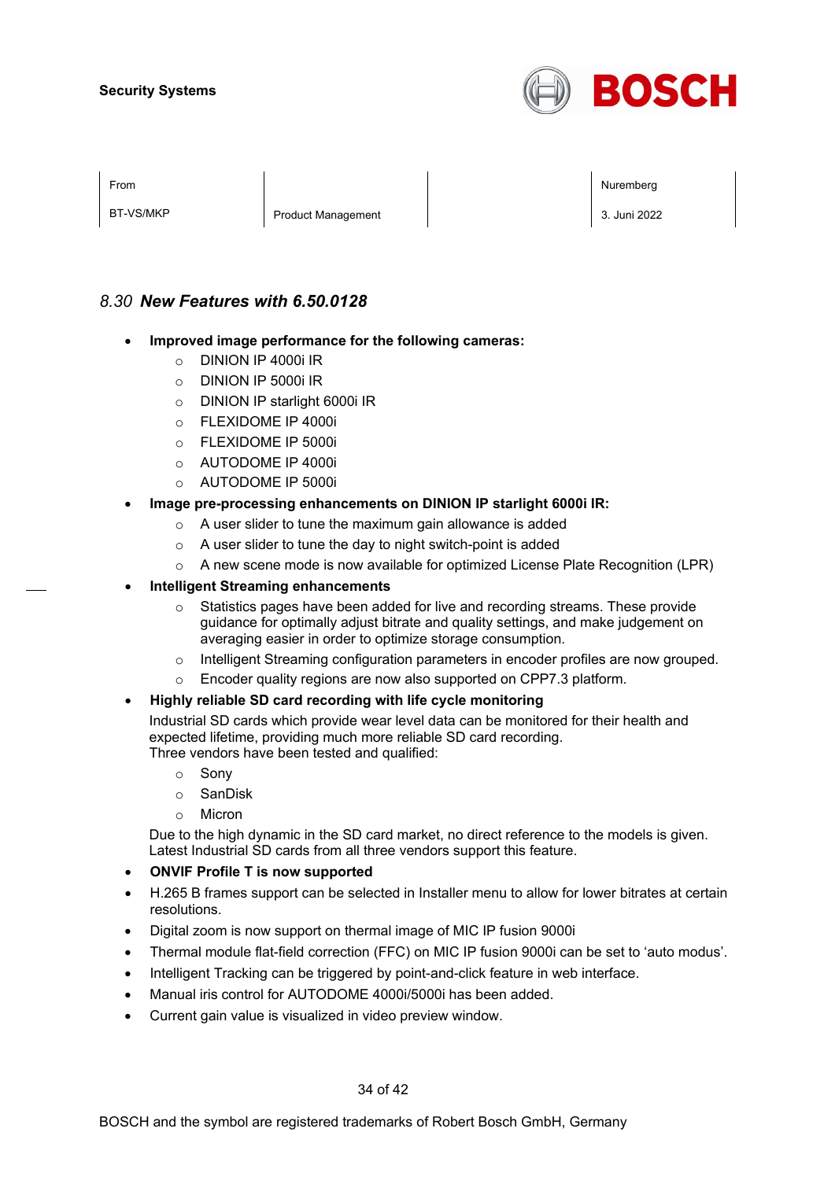## 8.30 *New Features with 6.50.0128*

- **Improved image performance for the following cameras:**
  - DINION IP 4000i IR
  - DINION IP 5000i IR
  - DINION IP starlight 6000i IR
  - FLEXIDOME IP 4000i
  - FLEXIDOME IP 5000i
  - AUTODOME IP 4000i
  - AUTODOME IP 5000i
- **Image pre-processing enhancements on DINION IP starlight 6000i IR:**
  - A user slider to tune the maximum gain allowance is added
  - A user slider to tune the day to night switch-point is added
  - A new scene mode is now available for optimized License Plate Recognition (LPR)
- **Intelligent Streaming enhancements**
  - Statistics pages have been added for live and recording streams. These provide guidance for optimally adjust bitrate and quality settings, and make judgement on averaging easier in order to optimize storage consumption.
  - Intelligent Streaming configuration parameters in encoder profiles are now grouped.
  - Encoder quality regions are now also supported on CPP7.3 platform.
- **Highly reliable SD card recording with life cycle monitoring**

  Industrial SD cards which provide wear level data can be monitored for their health and expected lifetime, providing much more reliable SD card recording.
  Three vendors have been tested and qualified:
  - Sony
  - SanDisk
  - Micron

  Due to the high dynamic in the SD card market, no direct reference to the models is given. Latest Industrial SD cards from all three vendors support this feature.
- **ONVIF Profile T is now supported**
- H.265 B frames support can be selected in Installer menu to allow for lower bitrates at certain resolutions.
- Digital zoom is now support on thermal image of MIC IP fusion 9000i
- Thermal module flat-field correction (FFC) on MIC IP fusion 9000i can be set to ‘auto modus’.
- Intelligent Tracking can be triggered by point-and-click feature in web interface.
- Manual iris control for AUTODOME 4000i/5000i has been added.
- Current gain value is visualized in video preview window.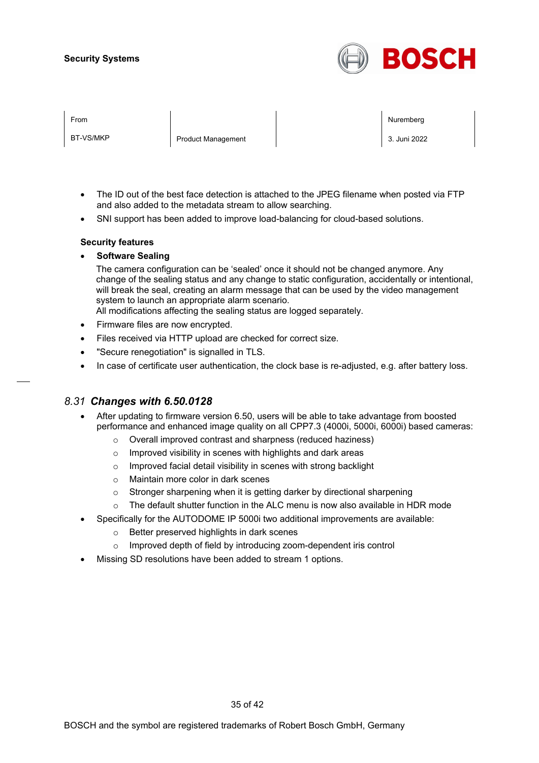- The ID out of the best face detection is attached to the JPEG filename when posted via FTP and also added to the metadata stream to allow searching.
- SNI support has been added to improve load-balancing for cloud-based solutions.

**Security features**

- **Software Sealing**
  
  The camera configuration can be 'sealed' once it should not be changed anymore. Any change of the sealing status and any change to static configuration, accidentally or intentional, will break the seal, creating an alarm message that can be used by the video management system to launch an appropriate alarm scenario.
  All modifications affecting the sealing status are logged separately.
- Firmware files are now encrypted.
- Files received via HTTP upload are checked for correct size.
- "Secure renegotiation" is signalled in TLS.
- In case of certificate user authentication, the clock base is re-adjusted, e.g. after battery loss.

## *8.31* ***Changes with 6.50.0128***

- After updating to firmware version 6.50, users will be able to take advantage from boosted performance and enhanced image quality on all CPP7.3 (4000i, 5000i, 6000i) based cameras:
  - Overall improved contrast and sharpness (reduced haziness)
  - Improved visibility in scenes with highlights and dark areas
  - Improved facial detail visibility in scenes with strong backlight
  - Maintain more color in dark scenes
  - Stronger sharpening when it is getting darker by directional sharpening
  - The default shutter function in the ALC menu is now also available in HDR mode
- Specifically for the AUTODOME IP 5000i two additional improvements are available:
  - Better preserved highlights in dark scenes
  - Improved depth of field by introducing zoom-dependent iris control
- Missing SD resolutions have been added to stream 1 options.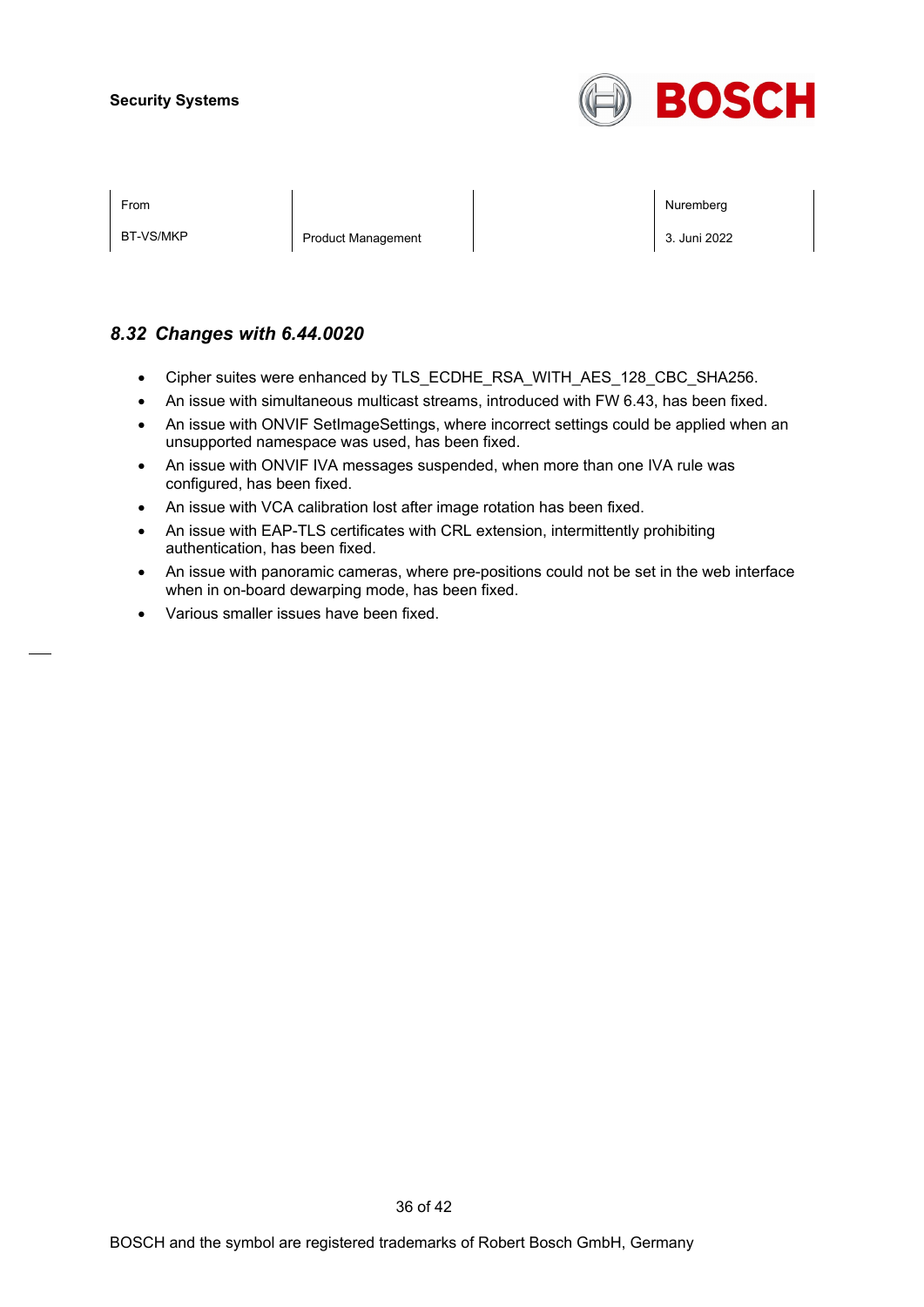## *8.32 Changes with 6.44.0020*

- Cipher suites were enhanced by TLS_ECDHE_RSA_WITH_AES_128_CBC_SHA256.
- An issue with simultaneous multicast streams, introduced with FW 6.43, has been fixed.
- An issue with ONVIF SetImageSettings, where incorrect settings could be applied when an unsupported namespace was used, has been fixed.
- An issue with ONVIF IVA messages suspended, when more than one IVA rule was configured, has been fixed.
- An issue with VCA calibration lost after image rotation has been fixed.
- An issue with EAP-TLS certificates with CRL extension, intermittently prohibiting authentication, has been fixed.
- An issue with panoramic cameras, where pre-positions could not be set in the web interface when in on-board dewarping mode, has been fixed.
- Various smaller issues have been fixed.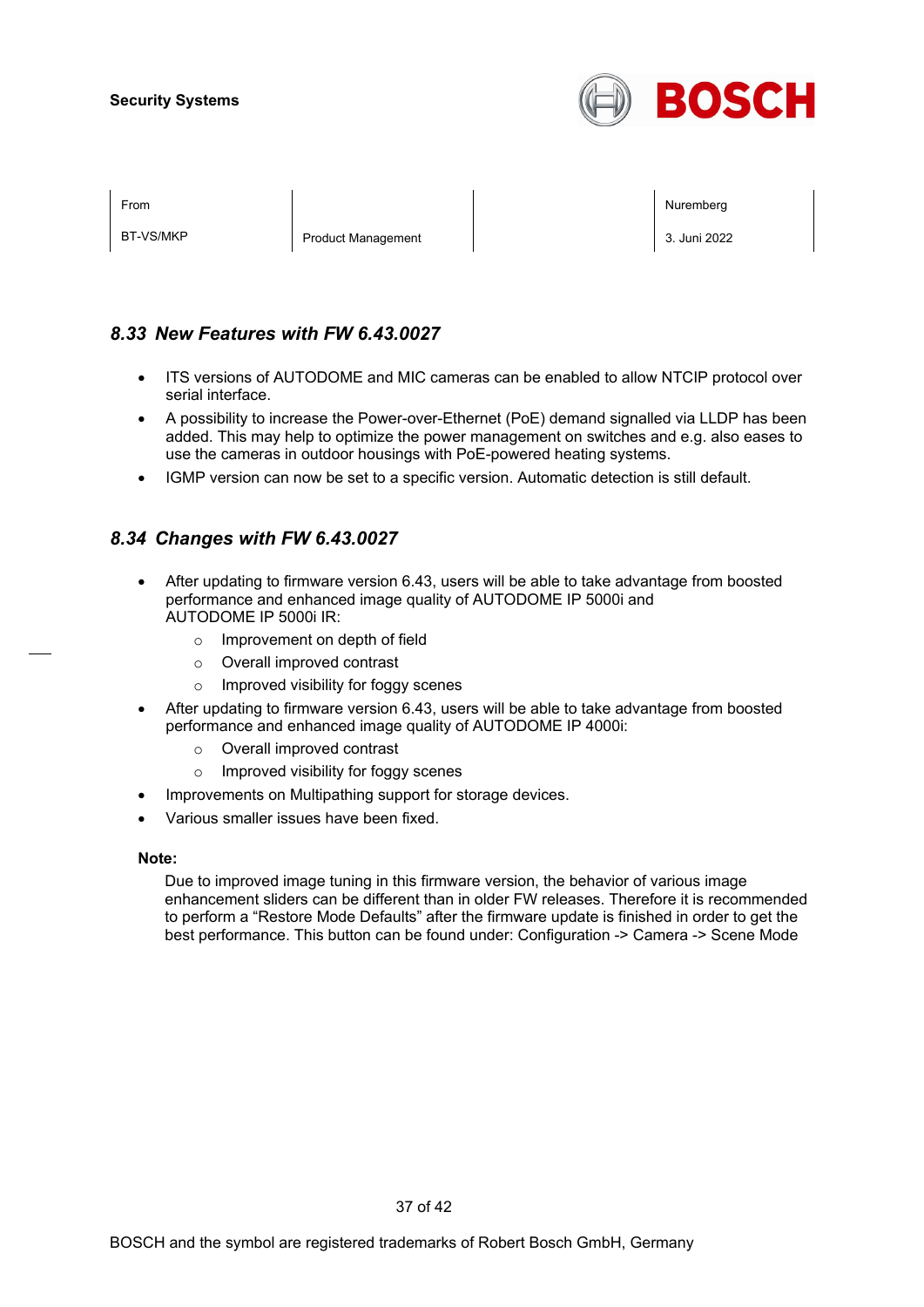## *8.33 New Features with FW 6.43.0027*

- ITS versions of AUTODOME and MIC cameras can be enabled to allow NTCIP protocol over serial interface.
- A possibility to increase the Power-over-Ethernet (PoE) demand signalled via LLDP has been added. This may help to optimize the power management on switches and e.g. also eases to use the cameras in outdoor housings with PoE-powered heating systems.
- IGMP version can now be set to a specific version. Automatic detection is still default.

## *8.34 Changes with FW 6.43.0027*

- After updating to firmware version 6.43, users will be able to take advantage from boosted performance and enhanced image quality of AUTODOME IP 5000i and AUTODOME IP 5000i IR:
  - Improvement on depth of field
  - Overall improved contrast
  - Improved visibility for foggy scenes
- After updating to firmware version 6.43, users will be able to take advantage from boosted performance and enhanced image quality of AUTODOME IP 4000i:
  - Overall improved contrast
  - Improved visibility for foggy scenes
- Improvements on Multipathing support for storage devices.
- Various smaller issues have been fixed.

**Note:**

Due to improved image tuning in this firmware version, the behavior of various image enhancement sliders can be different than in older FW releases. Therefore it is recommended to perform a “Restore Mode Defaults” after the firmware update is finished in order to get the best performance. This button can be found under: Configuration -> Camera -> Scene Mode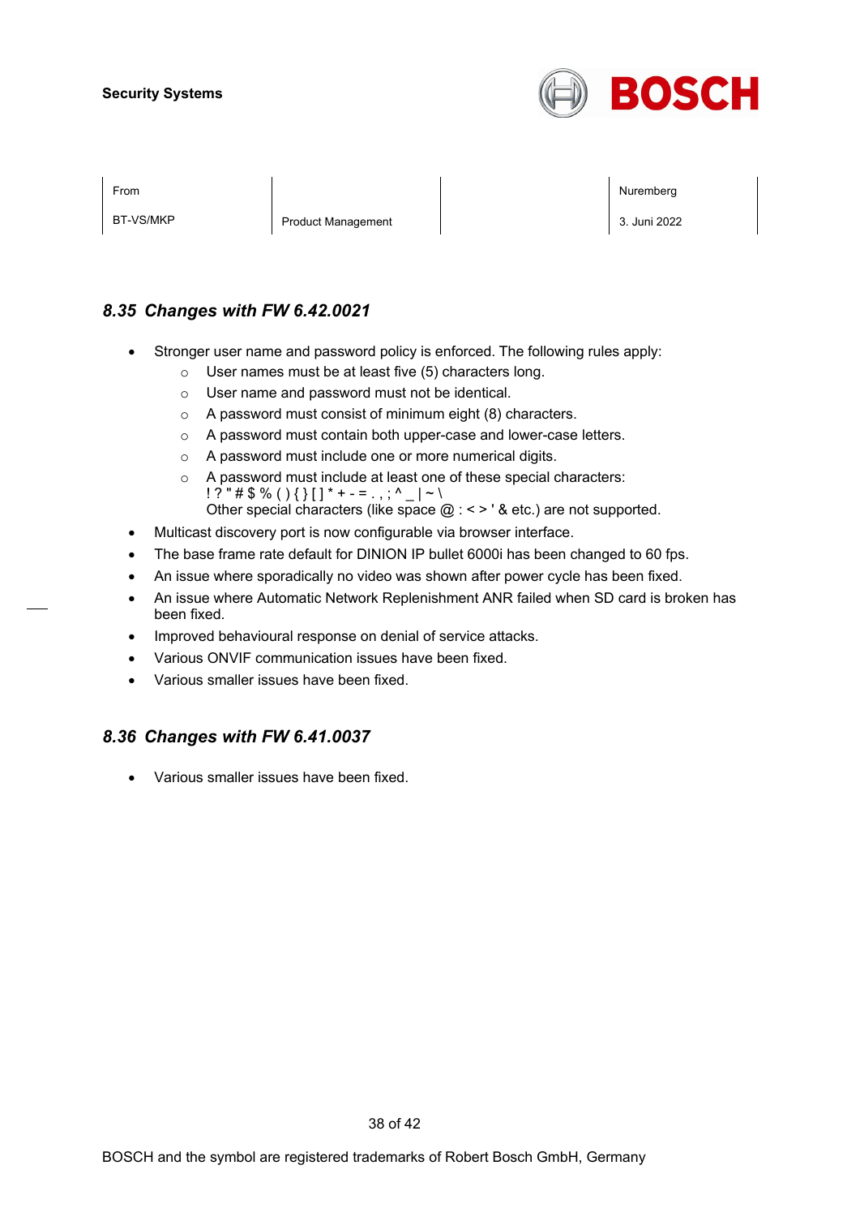### 8.35 Changes with FW 6.42.0021

- Stronger user name and password policy is enforced. The following rules apply:
  - User names must be at least five (5) characters long.
  - User name and password must not be identical.
  - A password must consist of minimum eight (8) characters.
  - A password must contain both upper-case and lower-case letters.
  - A password must include one or more numerical digits.
  - A password must include at least one of these special characters:  
    ! ? " # $ % ( ) { } [ ] * + - = . , ; ^ _ | ~ \  
    Other special characters (like space @ : < > ' & etc.) are not supported.
- Multicast discovery port is now configurable via browser interface.
- The base frame rate default for DINION IP bullet 6000i has been changed to 60 fps.
- An issue where sporadically no video was shown after power cycle has been fixed.
- An issue where Automatic Network Replenishment ANR failed when SD card is broken has been fixed.
- Improved behavioural response on denial of service attacks.
- Various ONVIF communication issues have been fixed.
- Various smaller issues have been fixed.

### 8.36 Changes with FW 6.41.0037

- Various smaller issues have been fixed.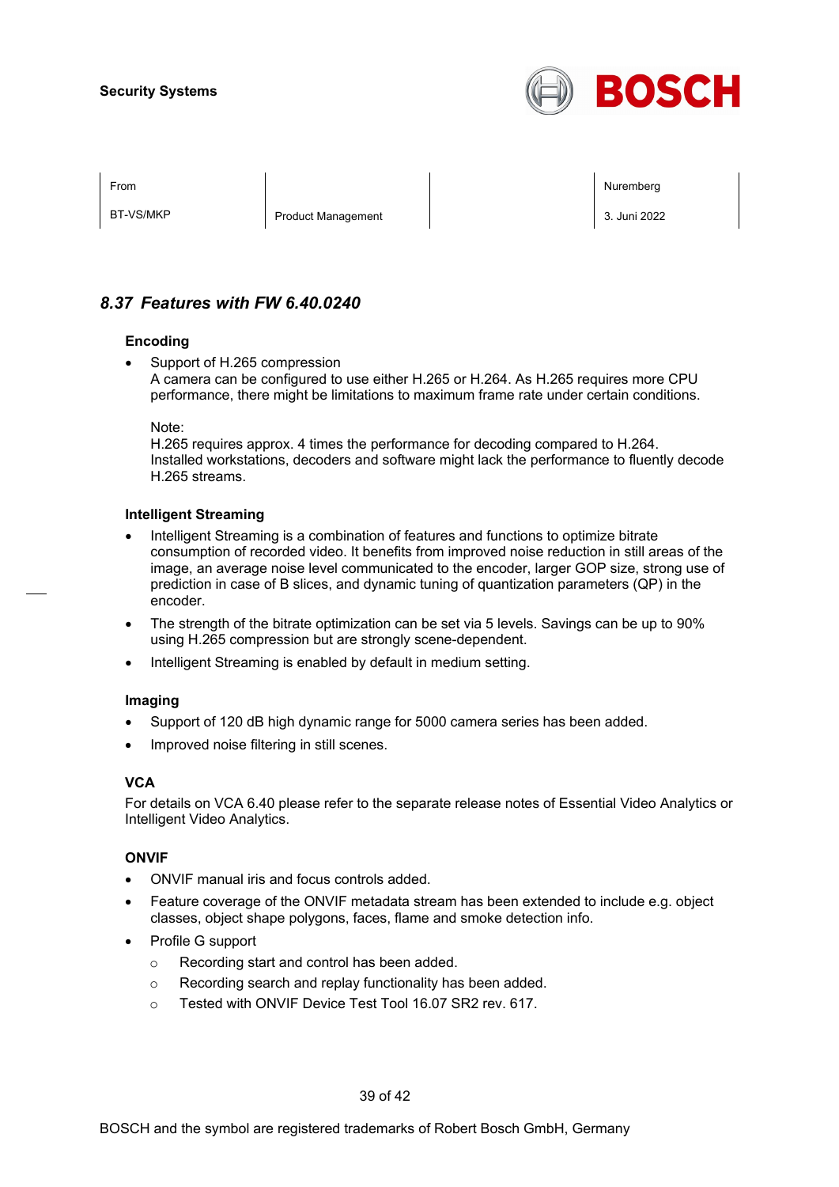## 8.37 Features with FW 6.40.0240

**Encoding**

- Support of H.265 compression
  A camera can be configured to use either H.265 or H.264. As H.265 requires more CPU performance, there might be limitations to maximum frame rate under certain conditions.

  Note:
  H.265 requires approx. 4 times the performance for decoding compared to H.264.
  Installed workstations, decoders and software might lack the performance to fluently decode H.265 streams.

**Intelligent Streaming**

- Intelligent Streaming is a combination of features and functions to optimize bitrate consumption of recorded video. It benefits from improved noise reduction in still areas of the image, an average noise level communicated to the encoder, larger GOP size, strong use of prediction in case of B slices, and dynamic tuning of quantization parameters (QP) in the encoder.
- The strength of the bitrate optimization can be set via 5 levels. Savings can be up to 90% using H.265 compression but are strongly scene-dependent.
- Intelligent Streaming is enabled by default in medium setting.

**Imaging**

- Support of 120 dB high dynamic range for 5000 camera series has been added.
- Improved noise filtering in still scenes.

**VCA**

For details on VCA 6.40 please refer to the separate release notes of Essential Video Analytics or Intelligent Video Analytics.

**ONVIF**

- ONVIF manual iris and focus controls added.
- Feature coverage of the ONVIF metadata stream has been extended to include e.g. object classes, object shape polygons, faces, flame and smoke detection info.
- Profile G support
  - Recording start and control has been added.
  - Recording search and replay functionality has been added.
  - Tested with ONVIF Device Test Tool 16.07 SR2 rev. 617.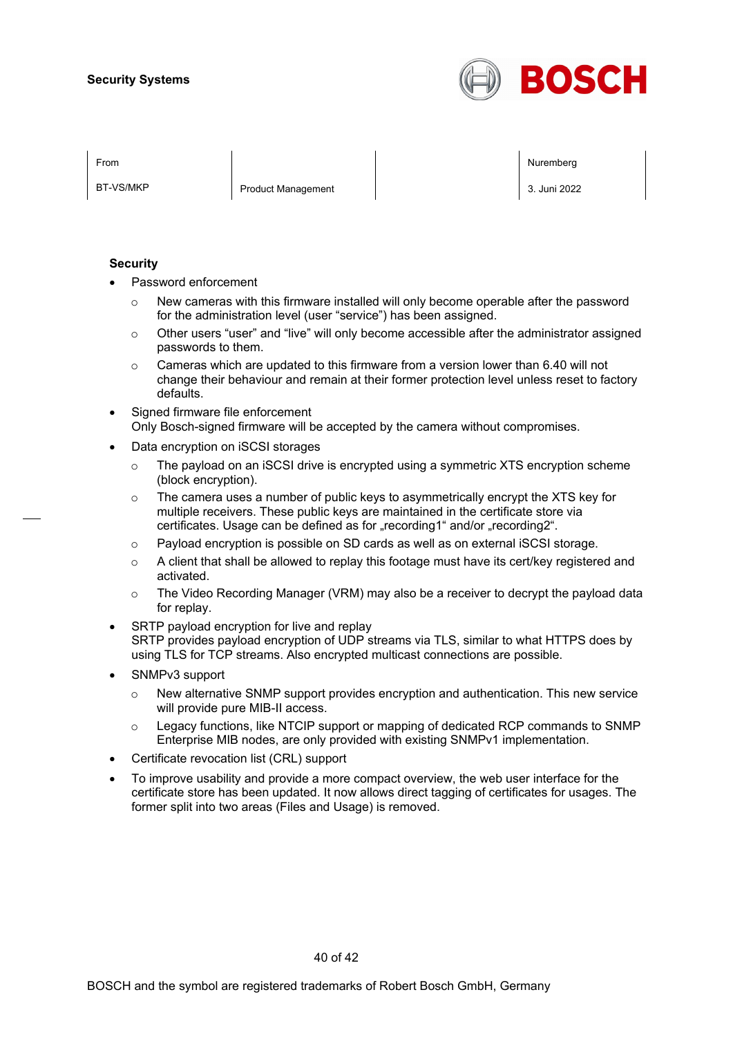**Security**

- Password enforcement
  - New cameras with this firmware installed will only become operable after the password for the administration level (user “service”) has been assigned.
  - Other users “user” and “live” will only become accessible after the administrator assigned passwords to them.
  - Cameras which are updated to this firmware from a version lower than 6.40 will not change their behaviour and remain at their former protection level unless reset to factory defaults.
- Signed firmware file enforcement
  Only Bosch-signed firmware will be accepted by the camera without compromises.
- Data encryption on iSCSI storages
  - The payload on an iSCSI drive is encrypted using a symmetric XTS encryption scheme (block encryption).
  - The camera uses a number of public keys to asymmetrically encrypt the XTS key for multiple receivers. These public keys are maintained in the certificate store via certificates. Usage can be defined as for „recording1“ and/or „recording2“.
  - Payload encryption is possible on SD cards as well as on external iSCSI storage.
  - A client that shall be allowed to replay this footage must have its cert/key registered and activated.
  - The Video Recording Manager (VRM) may also be a receiver to decrypt the payload data for replay.
- SRTP payload encryption for live and replay
  SRTP provides payload encryption of UDP streams via TLS, similar to what HTTPS does by using TLS for TCP streams. Also encrypted multicast connections are possible.
- SNMPv3 support
  - New alternative SNMP support provides encryption and authentication. This new service will provide pure MIB-II access.
  - Legacy functions, like NTCIP support or mapping of dedicated RCP commands to SNMP Enterprise MIB nodes, are only provided with existing SNMPv1 implementation.
- Certificate revocation list (CRL) support
- To improve usability and provide a more compact overview, the web user interface for the certificate store has been updated. It now allows direct tagging of certificates for usages. The former split into two areas (Files and Usage) is removed.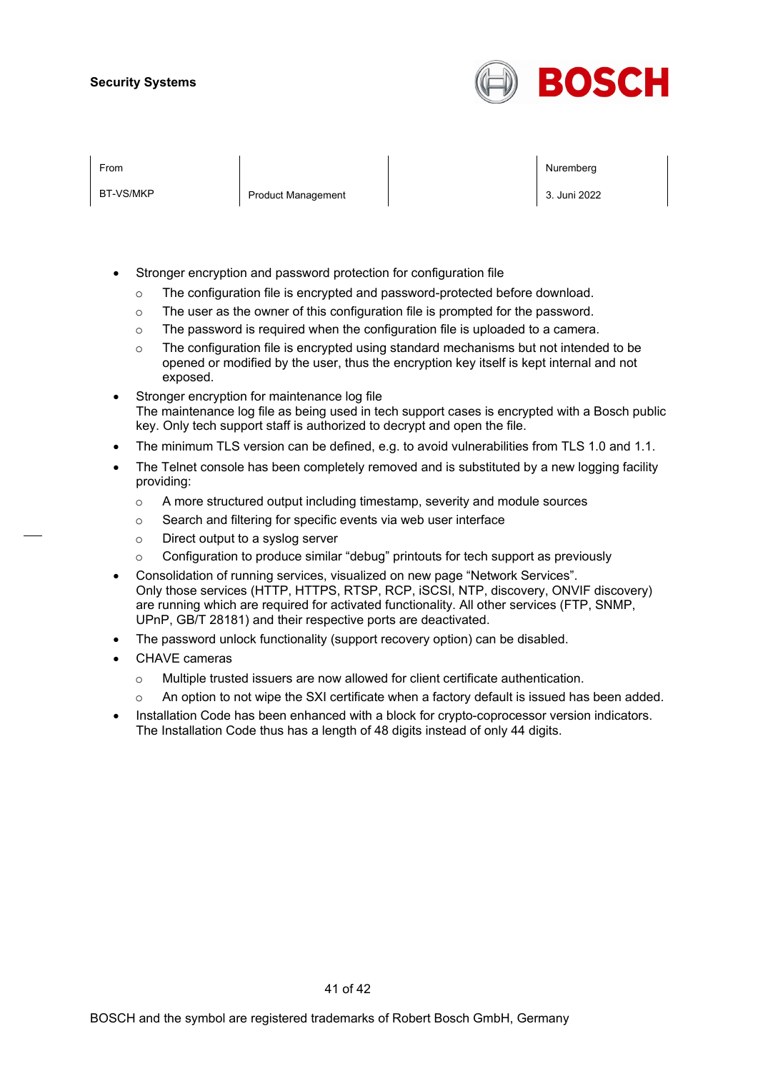- Stronger encryption and password protection for configuration file
  - The configuration file is encrypted and password-protected before download.
  - The user as the owner of this configuration file is prompted for the password.
  - The password is required when the configuration file is uploaded to a camera.
  - The configuration file is encrypted using standard mechanisms but not intended to be opened or modified by the user, thus the encryption key itself is kept internal and not exposed.
- Stronger encryption for maintenance log file
  The maintenance log file as being used in tech support cases is encrypted with a Bosch public key. Only tech support staff is authorized to decrypt and open the file.
- The minimum TLS version can be defined, e.g. to avoid vulnerabilities from TLS 1.0 and 1.1.
- The Telnet console has been completely removed and is substituted by a new logging facility providing:
  - A more structured output including timestamp, severity and module sources
  - Search and filtering for specific events via web user interface
  - Direct output to a syslog server
  - Configuration to produce similar "debug" printouts for tech support as previously
- Consolidation of running services, visualized on new page "Network Services".
  Only those services (HTTP, HTTPS, RTSP, RCP, iSCSI, NTP, discovery, ONVIF discovery) are running which are required for activated functionality. All other services (FTP, SNMP, UPnP, GB/T 28181) and their respective ports are deactivated.
- The password unlock functionality (support recovery option) can be disabled.
- CHAVE cameras
  - Multiple trusted issuers are now allowed for client certificate authentication.
  - An option to not wipe the SXI certificate when a factory default is issued has been added.
- Installation Code has been enhanced with a block for crypto-coprocessor version indicators. The Installation Code thus has a length of 48 digits instead of only 44 digits.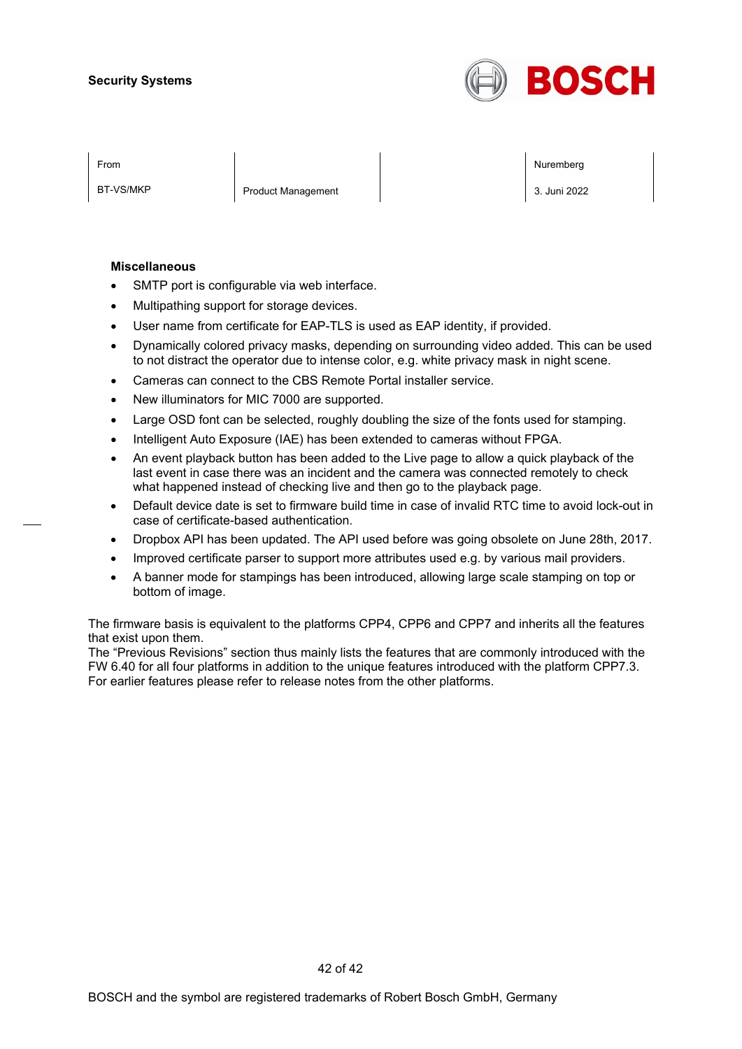### Miscellaneous

- SMTP port is configurable via web interface.
- Multipathing support for storage devices.
- User name from certificate for EAP-TLS is used as EAP identity, if provided.
- Dynamically colored privacy masks, depending on surrounding video added. This can be used to not distract the operator due to intense color, e.g. white privacy mask in night scene.
- Cameras can connect to the CBS Remote Portal installer service.
- New illuminators for MIC 7000 are supported.
- Large OSD font can be selected, roughly doubling the size of the fonts used for stamping.
- Intelligent Auto Exposure (IAE) has been extended to cameras without FPGA.
- An event playback button has been added to the Live page to allow a quick playback of the last event in case there was an incident and the camera was connected remotely to check what happened instead of checking live and then go to the playback page.
- Default device date is set to firmware build time in case of invalid RTC time to avoid lock-out in case of certificate-based authentication.
- Dropbox API has been updated. The API used before was going obsolete on June 28th, 2017.
- Improved certificate parser to support more attributes used e.g. by various mail providers.
- A banner mode for stampings has been introduced, allowing large scale stamping on top or bottom of image.

The firmware basis is equivalent to the platforms CPP4, CPP6 and CPP7 and inherits all the features that exist upon them.
The “Previous Revisions” section thus mainly lists the features that are commonly introduced with the FW 6.40 for all four platforms in addition to the unique features introduced with the platform CPP7.3.
For earlier features please refer to release notes from the other platforms.